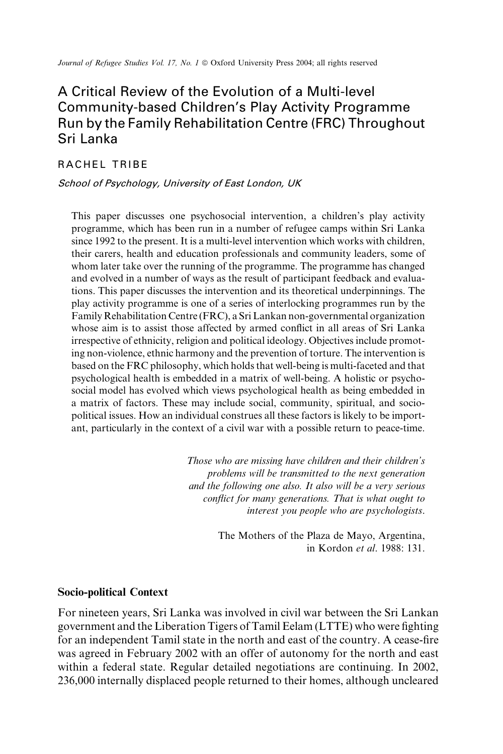# A Critical Review of the Evolution of a Multi-level Community-based Children's Play Activity Programme Run by the Family Rehabilitation Centre (FRC) Throughout Sri Lanka

RACHEL TRIBE

*School of Psychology, University of East London, UK*

This paper discusses one psychosocial intervention, a children's play activity programme, which has been run in a number of refugee camps within Sri Lanka since 1992 to the present. It is a multi-level intervention which works with children, their carers, health and education professionals and community leaders, some of whom later take over the running of the programme. The programme has changed and evolved in a number of ways as the result of participant feedback and evaluations. This paper discusses the intervention and its theoretical underpinnings. The play activity programme is one of a series of interlocking programmes run by the Family Rehabilitation Centre (FRC), a Sri Lankan non-governmental organization whose aim is to assist those affected by armed conflict in all areas of Sri Lanka irrespective of ethnicity, religion and political ideology. Objectives include promoting non-violence, ethnic harmony and the prevention of torture. The intervention is based on the FRC philosophy, which holds that well-being is multi-faceted and that psychological health is embedded in a matrix of well-being. A holistic or psychosocial model has evolved which views psychological health as being embedded in a matrix of factors. These may include social, community, spiritual, and socio-political issues. How an individual construes all these factors is likely to be important, particularly in the context of a civil war with a possible return to peace-time.

> *Those who are missing have children and their children's problems will be transmitted to the next generation and the following one also. It also will be a very serious conflict for many generations. That is what ought to interest you people who are psychologists.*
>
> The Mothers of the Plaza de Mayo, Argentina, in Kordon *et al*. 1988: 131.

## Socio-political Context

For nineteen years, Sri Lanka was involved in civil war between the Sri Lankan government and the Liberation Tigers of Tamil Eelam (LTTE) who were fighting for an independent Tamil state in the north and east of the country. A cease-fire was agreed in February 2002 with an offer of autonomy for the north and east within a federal state. Regular detailed negotiations are continuing. In 2002, 236,000 internally displaced people returned to their homes, although uncleared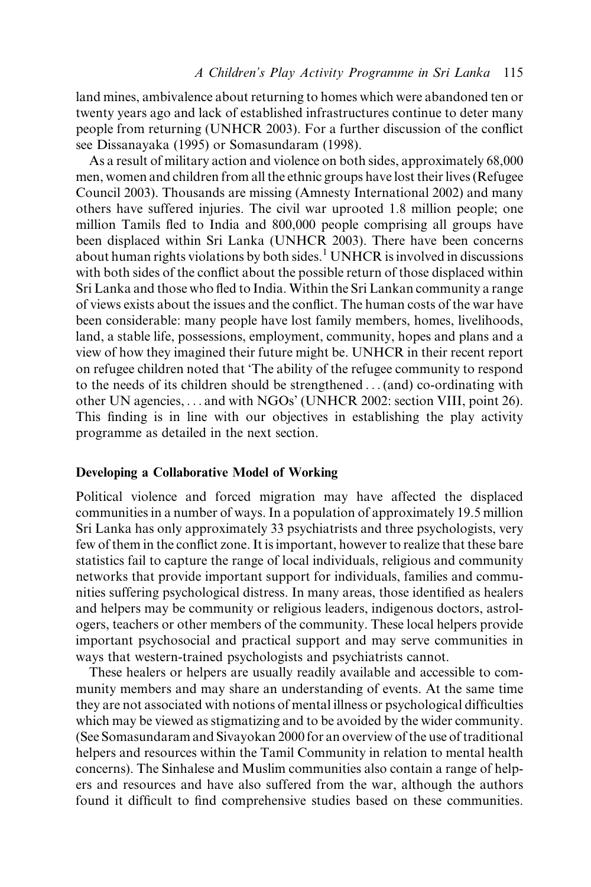land mines, ambivalence about returning to homes which were abandoned ten or twenty years ago and lack of established infrastructures continue to deter many people from returning (UNHCR 2003). For a further discussion of the conflict see Dissanayaka (1995) or Somasundaram (1998).

As a result of military action and violence on both sides, approximately 68,000 men, women and children from all the ethnic groups have lost their lives (Refugee Council 2003). Thousands are missing (Amnesty International 2002) and many others have suffered injuries. The civil war uprooted 1.8 million people; one million Tamils fled to India and 800,000 people comprising all groups have been displaced within Sri Lanka (UNHCR 2003). There have been concerns about human rights violations by both sides.[1] UNHCR is involved in discussions with both sides of the conflict about the possible return of those displaced within Sri Lanka and those who fled to India. Within the Sri Lankan community a range of views exists about the issues and the conflict. The human costs of the war have been considerable: many people have lost family members, homes, livelihoods, land, a stable life, possessions, employment, community, hopes and plans and a view of how they imagined their future might be. UNHCR in their recent report on refugee children noted that 'The ability of the refugee community to respond to the needs of its children should be strengthened . . . (and) co-ordinating with other UN agencies, . . . and with NGOs' (UNHCR 2002: section VIII, point 26). This finding is in line with our objectives in establishing the play activity programme as detailed in the next section.

## Developing a Collaborative Model of Working

Political violence and forced migration may have affected the displaced communities in a number of ways. In a population of approximately 19.5 million Sri Lanka has only approximately 33 psychiatrists and three psychologists, very few of them in the conflict zone. It is important, however to realize that these bare statistics fail to capture the range of local individuals, religious and community networks that provide important support for individuals, families and communities suffering psychological distress. In many areas, those identified as healers and helpers may be community or religious leaders, indigenous doctors, astrologers, teachers or other members of the community. These local helpers provide important psychosocial and practical support and may serve communities in ways that western-trained psychologists and psychiatrists cannot.

These healers or helpers are usually readily available and accessible to community members and may share an understanding of events. At the same time they are not associated with notions of mental illness or psychological difficulties which may be viewed as stigmatizing and to be avoided by the wider community. (See Somasundaram and Sivayokan 2000 for an overview of the use of traditional helpers and resources within the Tamil Community in relation to mental health concerns). The Sinhalese and Muslim communities also contain a range of helpers and resources and have also suffered from the war, although the authors found it difficult to find comprehensive studies based on these communities.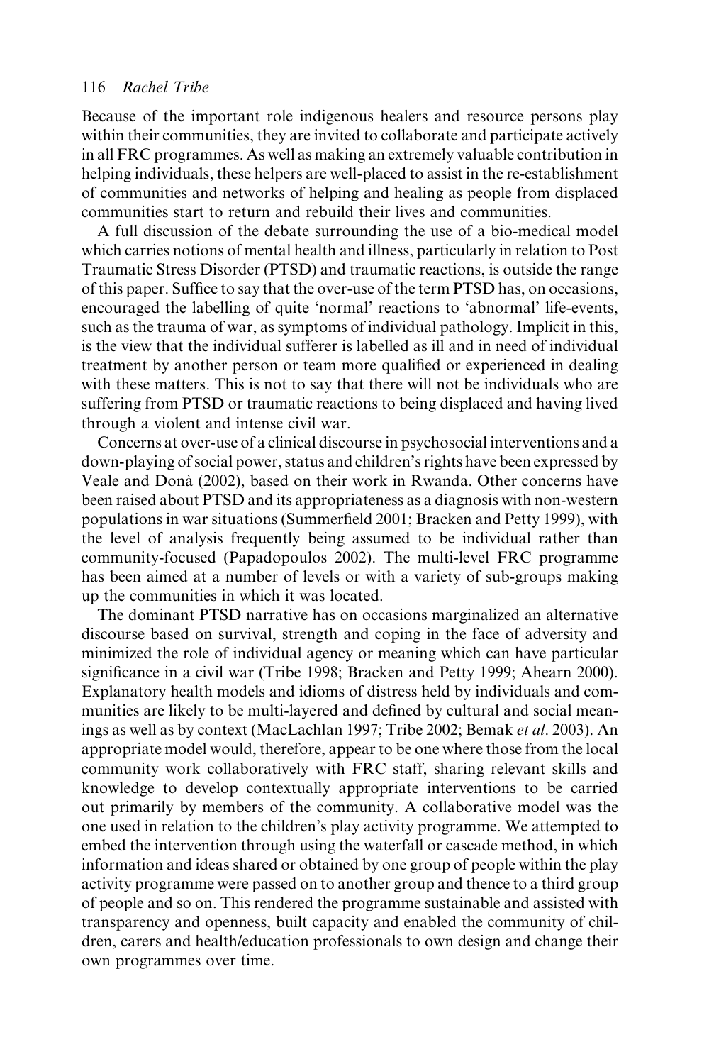Because of the important role indigenous healers and resource persons play within their communities, they are invited to collaborate and participate actively in all FRC programmes. As well as making an extremely valuable contribution in helping individuals, these helpers are well-placed to assist in the re-establishment of communities and networks of helping and healing as people from displaced communities start to return and rebuild their lives and communities.

A full discussion of the debate surrounding the use of a bio-medical model which carries notions of mental health and illness, particularly in relation to Post Traumatic Stress Disorder (PTSD) and traumatic reactions, is outside the range of this paper. Suffice to say that the over-use of the term PTSD has, on occasions, encouraged the labelling of quite 'normal' reactions to 'abnormal' life-events, such as the trauma of war, as symptoms of individual pathology. Implicit in this, is the view that the individual sufferer is labelled as ill and in need of individual treatment by another person or team more qualified or experienced in dealing with these matters. This is not to say that there will not be individuals who are suffering from PTSD or traumatic reactions to being displaced and having lived through a violent and intense civil war.

Concerns at over-use of a clinical discourse in psychosocial interventions and a down-playing of social power, status and children's rights have been expressed by Veale and Donà (2002), based on their work in Rwanda. Other concerns have been raised about PTSD and its appropriateness as a diagnosis with non-western populations in war situations (Summerfield 2001; Bracken and Petty 1999), with the level of analysis frequently being assumed to be individual rather than community-focused (Papadopoulos 2002). The multi-level FRC programme has been aimed at a number of levels or with a variety of sub-groups making up the communities in which it was located.

The dominant PTSD narrative has on occasions marginalized an alternative discourse based on survival, strength and coping in the face of adversity and minimized the role of individual agency or meaning which can have particular significance in a civil war (Tribe 1998; Bracken and Petty 1999; Ahearn 2000). Explanatory health models and idioms of distress held by individuals and communities are likely to be multi-layered and defined by cultural and social meanings as well as by context (MacLachlan 1997; Tribe 2002; Bemak *et al*. 2003). An appropriate model would, therefore, appear to be one where those from the local community work collaboratively with FRC staff, sharing relevant skills and knowledge to develop contextually appropriate interventions to be carried out primarily by members of the community. A collaborative model was the one used in relation to the children's play activity programme. We attempted to embed the intervention through using the waterfall or cascade method, in which information and ideas shared or obtained by one group of people within the play activity programme were passed on to another group and thence to a third group of people and so on. This rendered the programme sustainable and assisted with transparency and openness, built capacity and enabled the community of children, carers and health/education professionals to own design and change their own programmes over time.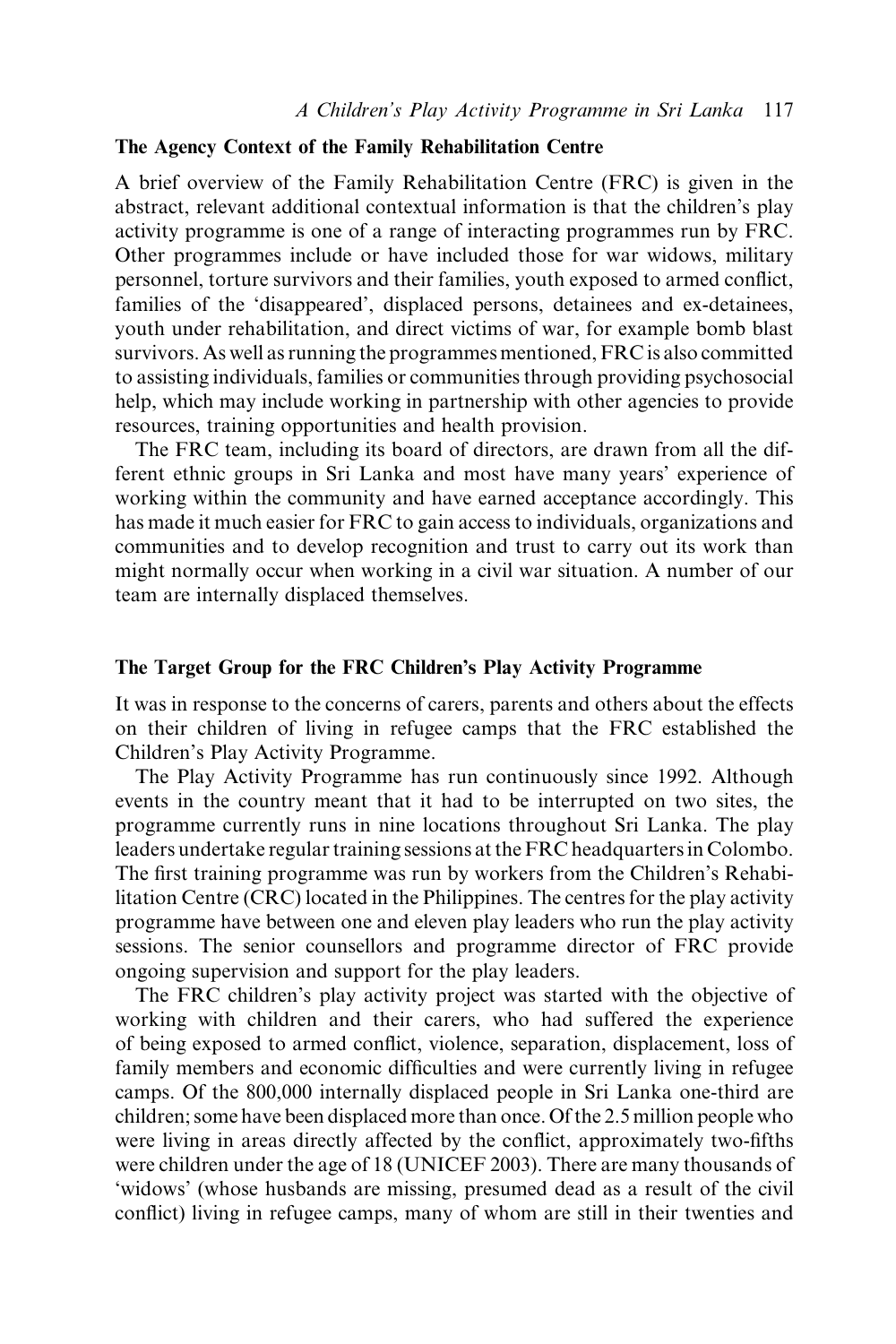### The Agency Context of the Family Rehabilitation Centre

A brief overview of the Family Rehabilitation Centre (FRC) is given in the abstract, relevant additional contextual information is that the children's play activity programme is one of a range of interacting programmes run by FRC. Other programmes include or have included those for war widows, military personnel, torture survivors and their families, youth exposed to armed conflict, families of the 'disappeared', displaced persons, detainees and ex-detainees, youth under rehabilitation, and direct victims of war, for example bomb blast survivors. As well as running the programmes mentioned, FRC is also committed to assisting individuals, families or communities through providing psychosocial help, which may include working in partnership with other agencies to provide resources, training opportunities and health provision.

The FRC team, including its board of directors, are drawn from all the different ethnic groups in Sri Lanka and most have many years' experience of working within the community and have earned acceptance accordingly. This has made it much easier for FRC to gain access to individuals, organizations and communities and to develop recognition and trust to carry out its work than might normally occur when working in a civil war situation. A number of our team are internally displaced themselves.

### The Target Group for the FRC Children's Play Activity Programme

It was in response to the concerns of carers, parents and others about the effects on their children of living in refugee camps that the FRC established the Children's Play Activity Programme.

The Play Activity Programme has run continuously since 1992. Although events in the country meant that it had to be interrupted on two sites, the programme currently runs in nine locations throughout Sri Lanka. The play leaders undertake regular training sessions at the FRC headquarters in Colombo. The first training programme was run by workers from the Children's Rehabilitation Centre (CRC) located in the Philippines. The centres for the play activity programme have between one and eleven play leaders who run the play activity sessions. The senior counsellors and programme director of FRC provide ongoing supervision and support for the play leaders.

The FRC children's play activity project was started with the objective of working with children and their carers, who had suffered the experience of being exposed to armed conflict, violence, separation, displacement, loss of family members and economic difficulties and were currently living in refugee camps. Of the 800,000 internally displaced people in Sri Lanka one-third are children; some have been displaced more than once. Of the 2.5 million people who were living in areas directly affected by the conflict, approximately two-fifths were children under the age of 18 (UNICEF 2003). There are many thousands of 'widows' (whose husbands are missing, presumed dead as a result of the civil conflict) living in refugee camps, many of whom are still in their twenties and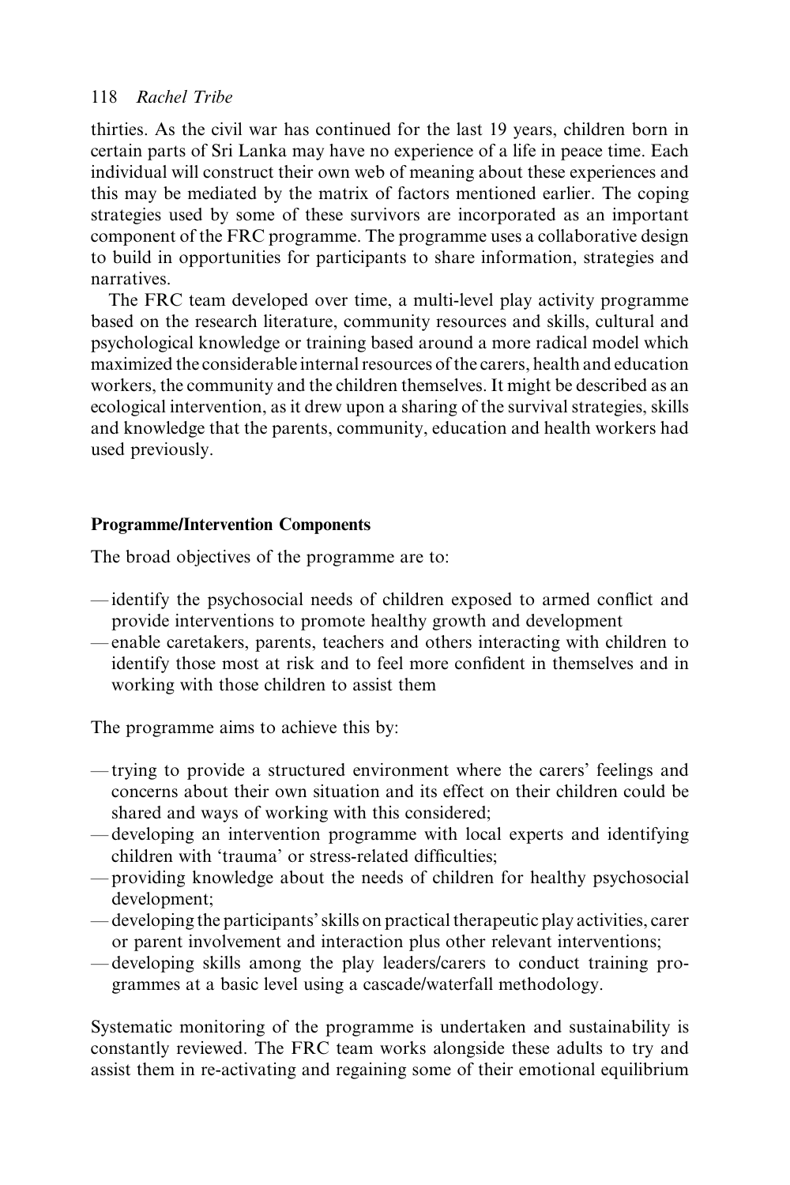thirties. As the civil war has continued for the last 19 years, children born in certain parts of Sri Lanka may have no experience of a life in peace time. Each individual will construct their own web of meaning about these experiences and this may be mediated by the matrix of factors mentioned earlier. The coping strategies used by some of these survivors are incorporated as an important component of the FRC programme. The programme uses a collaborative design to build in opportunities for participants to share information, strategies and narratives.

The FRC team developed over time, a multi-level play activity programme based on the research literature, community resources and skills, cultural and psychological knowledge or training based around a more radical model which maximized the considerable internal resources of the carers, health and education workers, the community and the children themselves. It might be described as an ecological intervention, as it drew upon a sharing of the survival strategies, skills and knowledge that the parents, community, education and health workers had used previously.

**Programme/Intervention Components**

The broad objectives of the programme are to:

— identify the psychosocial needs of children exposed to armed conflict and provide interventions to promote healthy growth and development
— enable caretakers, parents, teachers and others interacting with children to identify those most at risk and to feel more confident in themselves and in working with those children to assist them

The programme aims to achieve this by:

— trying to provide a structured environment where the carers' feelings and concerns about their own situation and its effect on their children could be shared and ways of working with this considered;
— developing an intervention programme with local experts and identifying children with 'trauma' or stress-related difficulties;
— providing knowledge about the needs of children for healthy psychosocial development;
— developing the participants' skills on practical therapeutic play activities, carer or parent involvement and interaction plus other relevant interventions;
— developing skills among the play leaders/carers to conduct training programmes at a basic level using a cascade/waterfall methodology.

Systematic monitoring of the programme is undertaken and sustainability is constantly reviewed. The FRC team works alongside these adults to try and assist them in re-activating and regaining some of their emotional equilibrium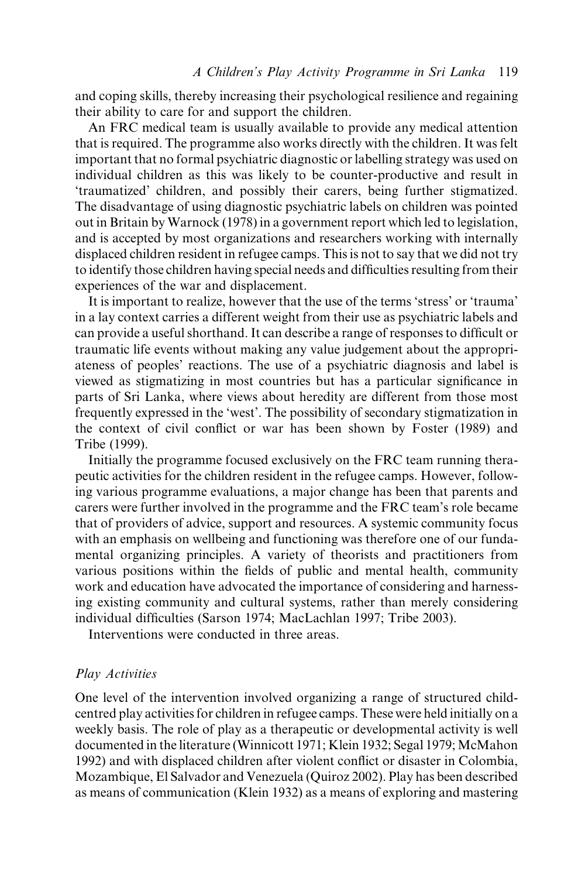and coping skills, thereby increasing their psychological resilience and regaining their ability to care for and support the children.

An FRC medical team is usually available to provide any medical attention that is required. The programme also works directly with the children. It was felt important that no formal psychiatric diagnostic or labelling strategy was used on individual children as this was likely to be counter-productive and result in 'traumatized' children, and possibly their carers, being further stigmatized. The disadvantage of using diagnostic psychiatric labels on children was pointed out in Britain by Warnock (1978) in a government report which led to legislation, and is accepted by most organizations and researchers working with internally displaced children resident in refugee camps. This is not to say that we did not try to identify those children having special needs and difficulties resulting from their experiences of the war and displacement.

It is important to realize, however that the use of the terms 'stress' or 'trauma' in a lay context carries a different weight from their use as psychiatric labels and can provide a useful shorthand. It can describe a range of responses to difficult or traumatic life events without making any value judgement about the appropriateness of peoples' reactions. The use of a psychiatric diagnosis and label is viewed as stigmatizing in most countries but has a particular significance in parts of Sri Lanka, where views about heredity are different from those most frequently expressed in the 'west'. The possibility of secondary stigmatization in the context of civil conflict or war has been shown by Foster (1989) and Tribe (1999).

Initially the programme focused exclusively on the FRC team running therapeutic activities for the children resident in the refugee camps. However, following various programme evaluations, a major change has been that parents and carers were further involved in the programme and the FRC team's role became that of providers of advice, support and resources. A systemic community focus with an emphasis on wellbeing and functioning was therefore one of our fundamental organizing principles. A variety of theorists and practitioners from various positions within the fields of public and mental health, community work and education have advocated the importance of considering and harnessing existing community and cultural systems, rather than merely considering individual difficulties (Sarson 1974; MacLachlan 1997; Tribe 2003).

Interventions were conducted in three areas.

### *Play Activities*

One level of the intervention involved organizing a range of structured child-centred play activities for children in refugee camps. These were held initially on a weekly basis. The role of play as a therapeutic or developmental activity is well documented in the literature (Winnicott 1971; Klein 1932; Segal 1979; McMahon 1992) and with displaced children after violent conflict or disaster in Colombia, Mozambique, El Salvador and Venezuela (Quiroz 2002). Play has been described as means of communication (Klein 1932) as a means of exploring and mastering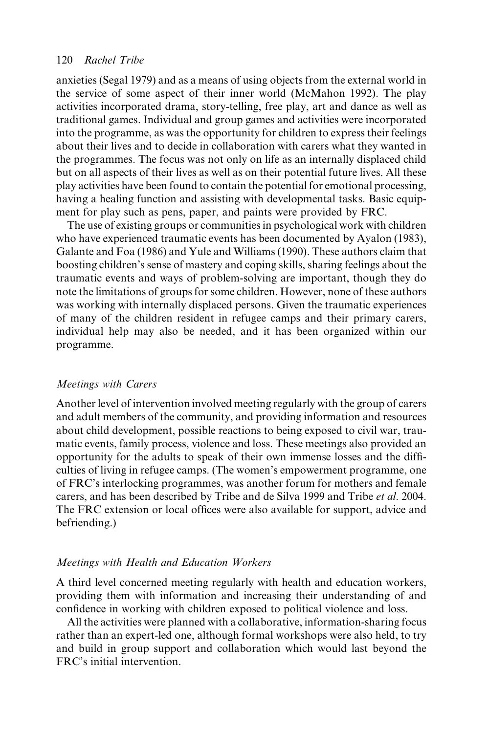anxieties (Segal 1979) and as a means of using objects from the external world in the service of some aspect of their inner world (McMahon 1992). The play activities incorporated drama, story-telling, free play, art and dance as well as traditional games. Individual and group games and activities were incorporated into the programme, as was the opportunity for children to express their feelings about their lives and to decide in collaboration with carers what they wanted in the programmes. The focus was not only on life as an internally displaced child but on all aspects of their lives as well as on their potential future lives. All these play activities have been found to contain the potential for emotional processing, having a healing function and assisting with developmental tasks. Basic equipment for play such as pens, paper, and paints were provided by FRC.

The use of existing groups or communities in psychological work with children who have experienced traumatic events has been documented by Ayalon (1983), Galante and Foa (1986) and Yule and Williams (1990). These authors claim that boosting children's sense of mastery and coping skills, sharing feelings about the traumatic events and ways of problem-solving are important, though they do note the limitations of groups for some children. However, none of these authors was working with internally displaced persons. Given the traumatic experiences of many of the children resident in refugee camps and their primary carers, individual help may also be needed, and it has been organized within our programme.

### *Meetings with Carers*

Another level of intervention involved meeting regularly with the group of carers and adult members of the community, and providing information and resources about child development, possible reactions to being exposed to civil war, traumatic events, family process, violence and loss. These meetings also provided an opportunity for the adults to speak of their own immense losses and the difficulties of living in refugee camps. (The women's empowerment programme, one of FRC's interlocking programmes, was another forum for mothers and female carers, and has been described by Tribe and de Silva 1999 and Tribe *et al*. 2004. The FRC extension or local offices were also available for support, advice and befriending.)

### *Meetings with Health and Education Workers*

A third level concerned meeting regularly with health and education workers, providing them with information and increasing their understanding of and confidence in working with children exposed to political violence and loss.

All the activities were planned with a collaborative, information-sharing focus rather than an expert-led one, although formal workshops were also held, to try and build in group support and collaboration which would last beyond the FRC's initial intervention.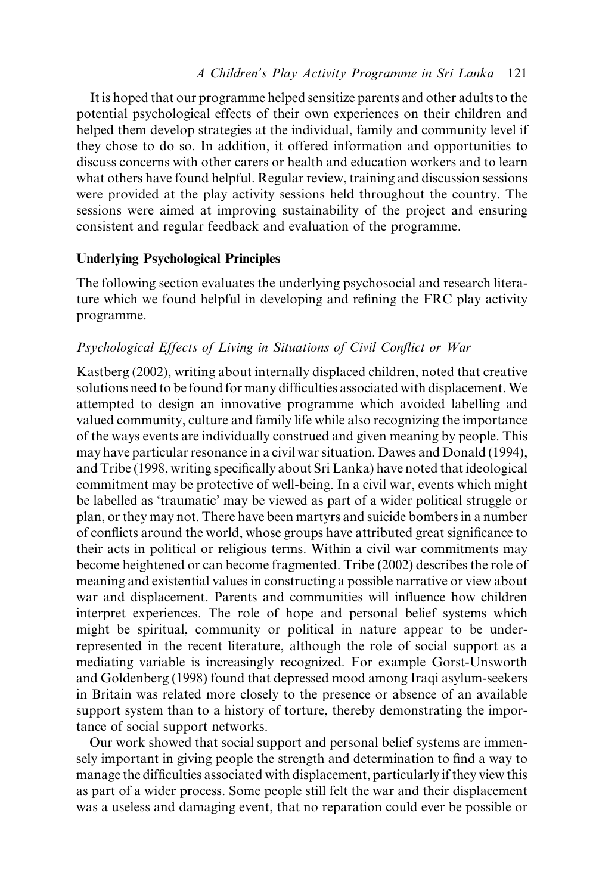It is hoped that our programme helped sensitize parents and other adults to the potential psychological effects of their own experiences on their children and helped them develop strategies at the individual, family and community level if they chose to do so. In addition, it offered information and opportunities to discuss concerns with other carers or health and education workers and to learn what others have found helpful. Regular review, training and discussion sessions were provided at the play activity sessions held throughout the country. The sessions were aimed at improving sustainability of the project and ensuring consistent and regular feedback and evaluation of the programme.

## Underlying Psychological Principles

The following section evaluates the underlying psychosocial and research literature which we found helpful in developing and refining the FRC play activity programme.

### *Psychological Effects of Living in Situations of Civil Conflict or War*

Kastberg (2002), writing about internally displaced children, noted that creative solutions need to be found for many difficulties associated with displacement. We attempted to design an innovative programme which avoided labelling and valued community, culture and family life while also recognizing the importance of the ways events are individually construed and given meaning by people. This may have particular resonance in a civil war situation. Dawes and Donald (1994), and Tribe (1998, writing specifically about Sri Lanka) have noted that ideological commitment may be protective of well-being. In a civil war, events which might be labelled as 'traumatic' may be viewed as part of a wider political struggle or plan, or they may not. There have been martyrs and suicide bombers in a number of conflicts around the world, whose groups have attributed great significance to their acts in political or religious terms. Within a civil war commitments may become heightened or can become fragmented. Tribe (2002) describes the role of meaning and existential values in constructing a possible narrative or view about war and displacement. Parents and communities will influence how children interpret experiences. The role of hope and personal belief systems which might be spiritual, community or political in nature appear to be underrepresented in the recent literature, although the role of social support as a mediating variable is increasingly recognized. For example Gorst-Unsworth and Goldenberg (1998) found that depressed mood among Iraqi asylum-seekers in Britain was related more closely to the presence or absence of an available support system than to a history of torture, thereby demonstrating the importance of social support networks.

Our work showed that social support and personal belief systems are immensely important in giving people the strength and determination to find a way to manage the difficulties associated with displacement, particularly if they view this as part of a wider process. Some people still felt the war and their displacement was a useless and damaging event, that no reparation could ever be possible or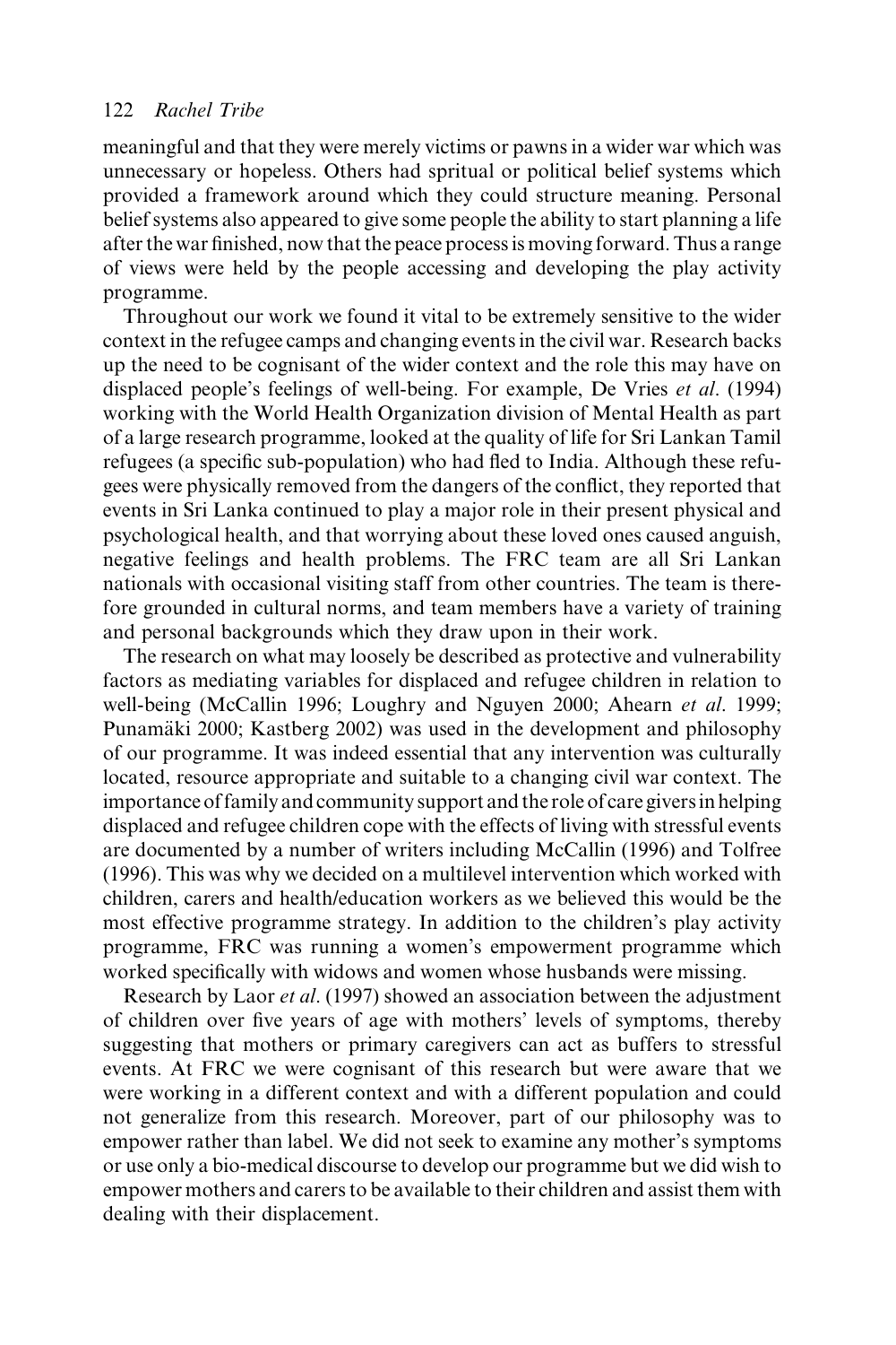meaningful and that they were merely victims or pawns in a wider war which was unnecessary or hopeless. Others had spritual or political belief systems which provided a framework around which they could structure meaning. Personal belief systems also appeared to give some people the ability to start planning a life after the war finished, now that the peace process is moving forward. Thus a range of views were held by the people accessing and developing the play activity programme.

Throughout our work we found it vital to be extremely sensitive to the wider context in the refugee camps and changing events in the civil war. Research backs up the need to be cognisant of the wider context and the role this may have on displaced people's feelings of well-being. For example, De Vries *et al*. (1994) working with the World Health Organization division of Mental Health as part of a large research programme, looked at the quality of life for Sri Lankan Tamil refugees (a specific sub-population) who had fled to India. Although these refugees were physically removed from the dangers of the conflict, they reported that events in Sri Lanka continued to play a major role in their present physical and psychological health, and that worrying about these loved ones caused anguish, negative feelings and health problems. The FRC team are all Sri Lankan nationals with occasional visiting staff from other countries. The team is therefore grounded in cultural norms, and team members have a variety of training and personal backgrounds which they draw upon in their work.

The research on what may loosely be described as protective and vulnerability factors as mediating variables for displaced and refugee children in relation to well-being (McCallin 1996; Loughry and Nguyen 2000; Ahearn *et al*. 1999; Punamäki 2000; Kastberg 2002) was used in the development and philosophy of our programme. It was indeed essential that any intervention was culturally located, resource appropriate and suitable to a changing civil war context. The importance of family and community support and the role of care givers in helping displaced and refugee children cope with the effects of living with stressful events are documented by a number of writers including McCallin (1996) and Tolfree (1996). This was why we decided on a multilevel intervention which worked with children, carers and health/education workers as we believed this would be the most effective programme strategy. In addition to the children's play activity programme, FRC was running a women's empowerment programme which worked specifically with widows and women whose husbands were missing.

Research by Laor *et al*. (1997) showed an association between the adjustment of children over five years of age with mothers' levels of symptoms, thereby suggesting that mothers or primary caregivers can act as buffers to stressful events. At FRC we were cognisant of this research but were aware that we were working in a different context and with a different population and could not generalize from this research. Moreover, part of our philosophy was to empower rather than label. We did not seek to examine any mother's symptoms or use only a bio-medical discourse to develop our programme but we did wish to empower mothers and carers to be available to their children and assist them with dealing with their displacement.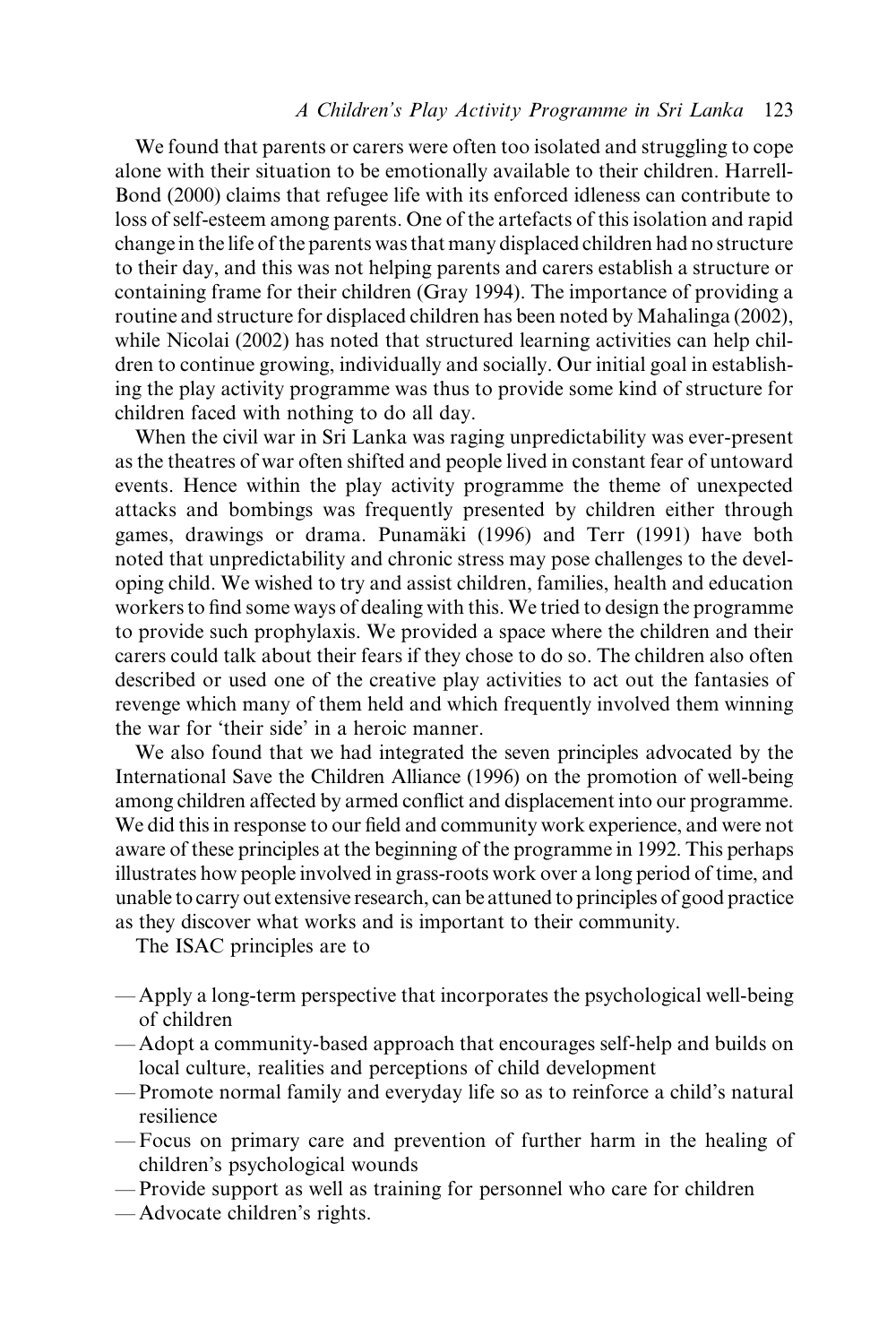We found that parents or carers were often too isolated and struggling to cope alone with their situation to be emotionally available to their children. Harrell-Bond (2000) claims that refugee life with its enforced idleness can contribute to loss of self-esteem among parents. One of the artefacts of this isolation and rapid change in the life of the parents was that many displaced children had no structure to their day, and this was not helping parents and carers establish a structure or containing frame for their children (Gray 1994). The importance of providing a routine and structure for displaced children has been noted by Mahalinga (2002), while Nicolai (2002) has noted that structured learning activities can help children to continue growing, individually and socially. Our initial goal in establishing the play activity programme was thus to provide some kind of structure for children faced with nothing to do all day.

When the civil war in Sri Lanka was raging unpredictability was ever-present as the theatres of war often shifted and people lived in constant fear of untoward events. Hence within the play activity programme the theme of unexpected attacks and bombings was frequently presented by children either through games, drawings or drama. Punamäki (1996) and Terr (1991) have both noted that unpredictability and chronic stress may pose challenges to the developing child. We wished to try and assist children, families, health and education workers to find some ways of dealing with this. We tried to design the programme to provide such prophylaxis. We provided a space where the children and their carers could talk about their fears if they chose to do so. The children also often described or used one of the creative play activities to act out the fantasies of revenge which many of them held and which frequently involved them winning the war for 'their side' in a heroic manner.

We also found that we had integrated the seven principles advocated by the International Save the Children Alliance (1996) on the promotion of well-being among children affected by armed conflict and displacement into our programme. We did this in response to our field and community work experience, and were not aware of these principles at the beginning of the programme in 1992. This perhaps illustrates how people involved in grass-roots work over a long period of time, and unable to carry out extensive research, can be attuned to principles of good practice as they discover what works and is important to their community.

The ISAC principles are to

- Apply a long-term perspective that incorporates the psychological well-being of children
- Adopt a community-based approach that encourages self-help and builds on local culture, realities and perceptions of child development
- Promote normal family and everyday life so as to reinforce a child's natural resilience
- Focus on primary care and prevention of further harm in the healing of children's psychological wounds
- Provide support as well as training for personnel who care for children
- Advocate children's rights.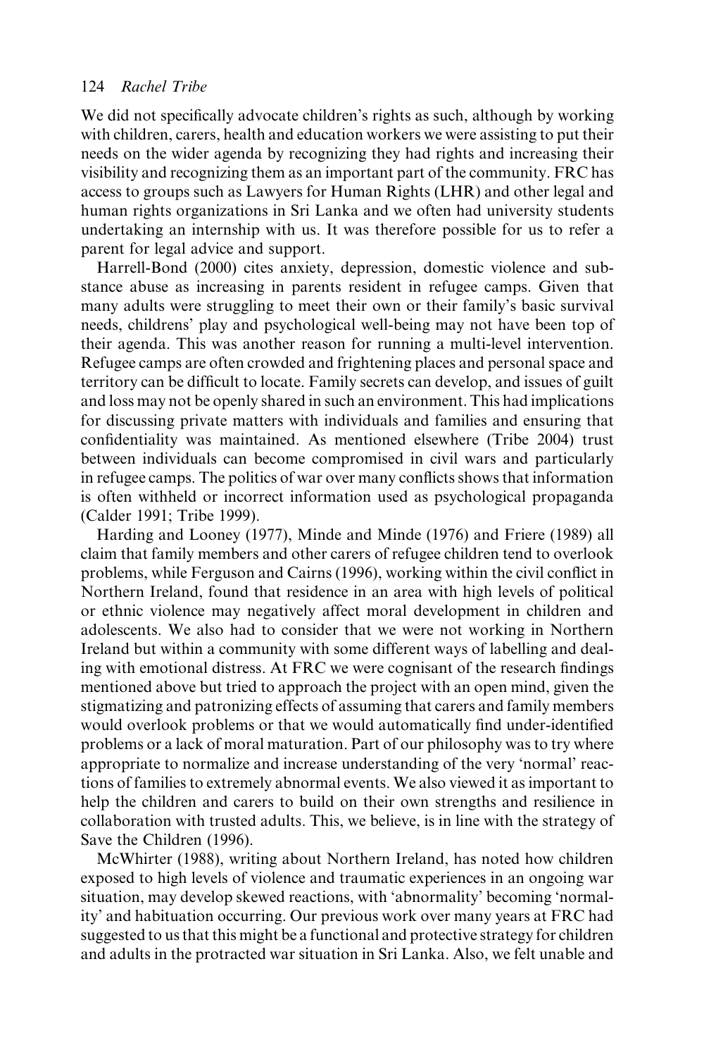We did not specifically advocate children's rights as such, although by working with children, carers, health and education workers we were assisting to put their needs on the wider agenda by recognizing they had rights and increasing their visibility and recognizing them as an important part of the community. FRC has access to groups such as Lawyers for Human Rights (LHR) and other legal and human rights organizations in Sri Lanka and we often had university students undertaking an internship with us. It was therefore possible for us to refer a parent for legal advice and support.

Harrell-Bond (2000) cites anxiety, depression, domestic violence and substance abuse as increasing in parents resident in refugee camps. Given that many adults were struggling to meet their own or their family's basic survival needs, childrens' play and psychological well-being may not have been top of their agenda. This was another reason for running a multi-level intervention. Refugee camps are often crowded and frightening places and personal space and territory can be difficult to locate. Family secrets can develop, and issues of guilt and loss may not be openly shared in such an environment. This had implications for discussing private matters with individuals and families and ensuring that confidentiality was maintained. As mentioned elsewhere (Tribe 2004) trust between individuals can become compromised in civil wars and particularly in refugee camps. The politics of war over many conflicts shows that information is often withheld or incorrect information used as psychological propaganda (Calder 1991; Tribe 1999).

Harding and Looney (1977), Minde and Minde (1976) and Friere (1989) all claim that family members and other carers of refugee children tend to overlook problems, while Ferguson and Cairns (1996), working within the civil conflict in Northern Ireland, found that residence in an area with high levels of political or ethnic violence may negatively affect moral development in children and adolescents. We also had to consider that we were not working in Northern Ireland but within a community with some different ways of labelling and dealing with emotional distress. At FRC we were cognisant of the research findings mentioned above but tried to approach the project with an open mind, given the stigmatizing and patronizing effects of assuming that carers and family members would overlook problems or that we would automatically find under-identified problems or a lack of moral maturation. Part of our philosophy was to try where appropriate to normalize and increase understanding of the very 'normal' reactions of families to extremely abnormal events. We also viewed it as important to help the children and carers to build on their own strengths and resilience in collaboration with trusted adults. This, we believe, is in line with the strategy of Save the Children (1996).

McWhirter (1988), writing about Northern Ireland, has noted how children exposed to high levels of violence and traumatic experiences in an ongoing war situation, may develop skewed reactions, with 'abnormality' becoming 'normality' and habituation occurring. Our previous work over many years at FRC had suggested to us that this might be a functional and protective strategy for children and adults in the protracted war situation in Sri Lanka. Also, we felt unable and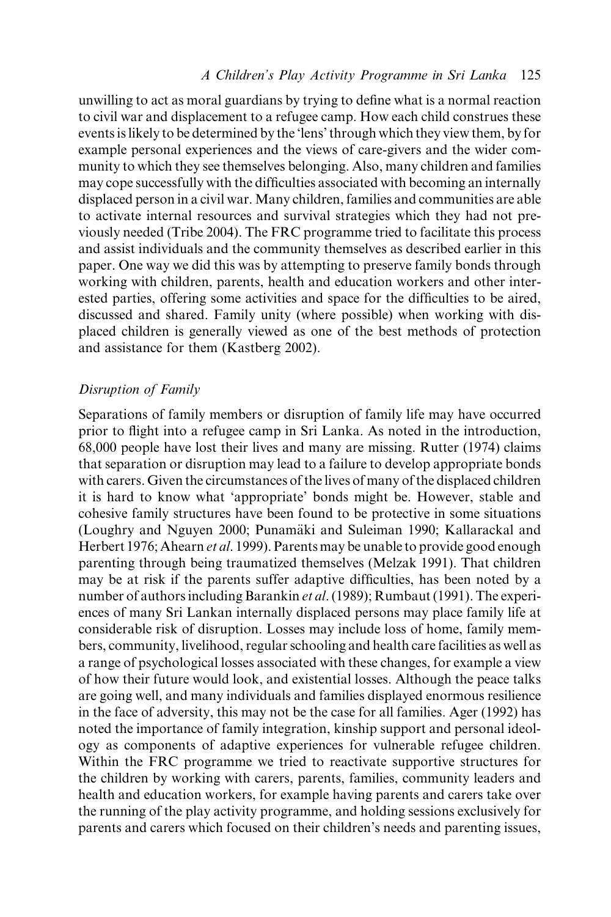unwilling to act as moral guardians by trying to define what is a normal reaction to civil war and displacement to a refugee camp. How each child construes these events is likely to be determined by the 'lens' through which they view them, by for example personal experiences and the views of care-givers and the wider community to which they see themselves belonging. Also, many children and families may cope successfully with the difficulties associated with becoming an internally displaced person in a civil war. Many children, families and communities are able to activate internal resources and survival strategies which they had not previously needed (Tribe 2004). The FRC programme tried to facilitate this process and assist individuals and the community themselves as described earlier in this paper. One way we did this was by attempting to preserve family bonds through working with children, parents, health and education workers and other interested parties, offering some activities and space for the difficulties to be aired, discussed and shared. Family unity (where possible) when working with displaced children is generally viewed as one of the best methods of protection and assistance for them (Kastberg 2002).

### *Disruption of Family*

Separations of family members or disruption of family life may have occurred prior to flight into a refugee camp in Sri Lanka. As noted in the introduction, 68,000 people have lost their lives and many are missing. Rutter (1974) claims that separation or disruption may lead to a failure to develop appropriate bonds with carers. Given the circumstances of the lives of many of the displaced children it is hard to know what 'appropriate' bonds might be. However, stable and cohesive family structures have been found to be protective in some situations (Loughry and Nguyen 2000; Punamäki and Suleiman 1990; Kallarackal and Herbert 1976; Ahearn *et al*. 1999). Parents may be unable to provide good enough parenting through being traumatized themselves (Melzak 1991). That children may be at risk if the parents suffer adaptive difficulties, has been noted by a number of authors including Barankin *et al*. (1989); Rumbaut (1991). The experiences of many Sri Lankan internally displaced persons may place family life at considerable risk of disruption. Losses may include loss of home, family members, community, livelihood, regular schooling and health care facilities as well as a range of psychological losses associated with these changes, for example a view of how their future would look, and existential losses. Although the peace talks are going well, and many individuals and families displayed enormous resilience in the face of adversity, this may not be the case for all families. Ager (1992) has noted the importance of family integration, kinship support and personal ideology as components of adaptive experiences for vulnerable refugee children. Within the FRC programme we tried to reactivate supportive structures for the children by working with carers, parents, families, community leaders and health and education workers, for example having parents and carers take over the running of the play activity programme, and holding sessions exclusively for parents and carers which focused on their children's needs and parenting issues,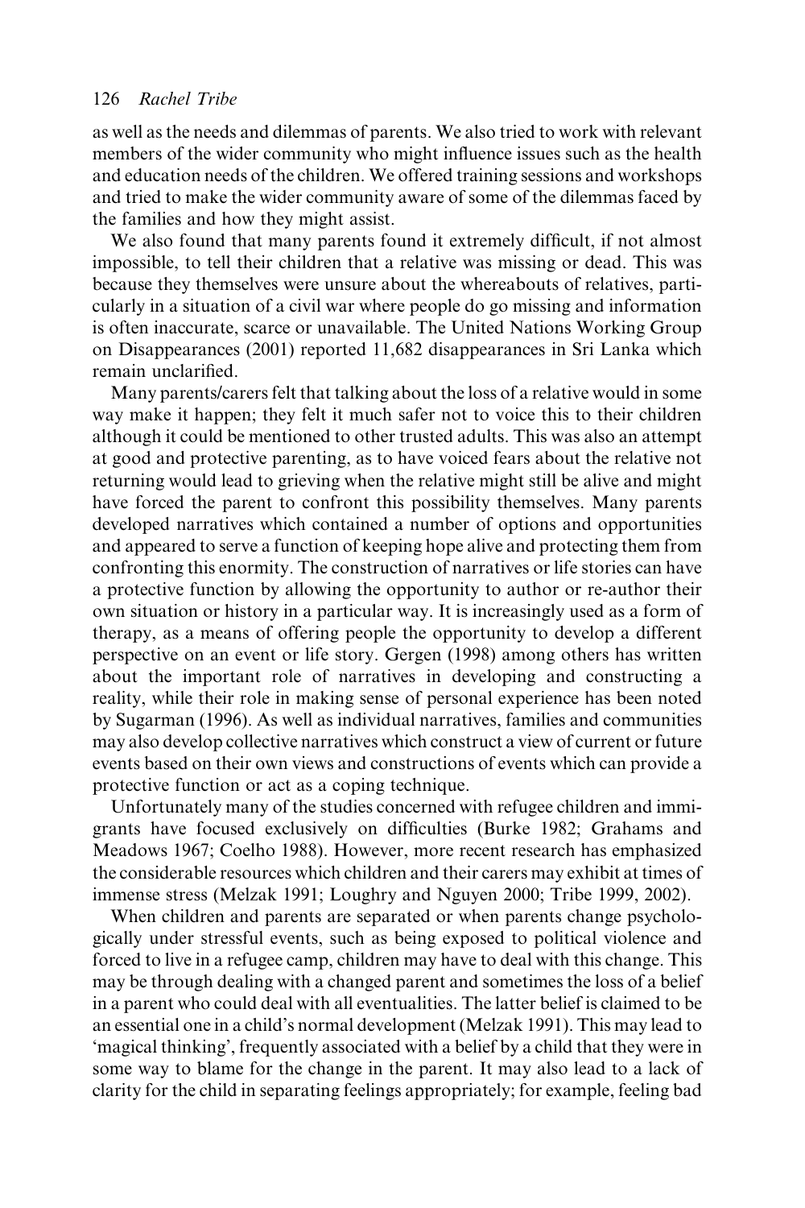as well as the needs and dilemmas of parents. We also tried to work with relevant members of the wider community who might influence issues such as the health and education needs of the children. We offered training sessions and workshops and tried to make the wider community aware of some of the dilemmas faced by the families and how they might assist.

We also found that many parents found it extremely difficult, if not almost impossible, to tell their children that a relative was missing or dead. This was because they themselves were unsure about the whereabouts of relatives, particularly in a situation of a civil war where people do go missing and information is often inaccurate, scarce or unavailable. The United Nations Working Group on Disappearances (2001) reported 11,682 disappearances in Sri Lanka which remain unclarified.

Many parents/carers felt that talking about the loss of a relative would in some way make it happen; they felt it much safer not to voice this to their children although it could be mentioned to other trusted adults. This was also an attempt at good and protective parenting, as to have voiced fears about the relative not returning would lead to grieving when the relative might still be alive and might have forced the parent to confront this possibility themselves. Many parents developed narratives which contained a number of options and opportunities and appeared to serve a function of keeping hope alive and protecting them from confronting this enormity. The construction of narratives or life stories can have a protective function by allowing the opportunity to author or re-author their own situation or history in a particular way. It is increasingly used as a form of therapy, as a means of offering people the opportunity to develop a different perspective on an event or life story. Gergen (1998) among others has written about the important role of narratives in developing and constructing a reality, while their role in making sense of personal experience has been noted by Sugarman (1996). As well as individual narratives, families and communities may also develop collective narratives which construct a view of current or future events based on their own views and constructions of events which can provide a protective function or act as a coping technique.

Unfortunately many of the studies concerned with refugee children and immigrants have focused exclusively on difficulties (Burke 1982; Grahams and Meadows 1967; Coelho 1988). However, more recent research has emphasized the considerable resources which children and their carers may exhibit at times of immense stress (Melzak 1991; Loughry and Nguyen 2000; Tribe 1999, 2002).

When children and parents are separated or when parents change psychologically under stressful events, such as being exposed to political violence and forced to live in a refugee camp, children may have to deal with this change. This may be through dealing with a changed parent and sometimes the loss of a belief in a parent who could deal with all eventualities. The latter belief is claimed to be an essential one in a child's normal development (Melzak 1991). This may lead to 'magical thinking', frequently associated with a belief by a child that they were in some way to blame for the change in the parent. It may also lead to a lack of clarity for the child in separating feelings appropriately; for example, feeling bad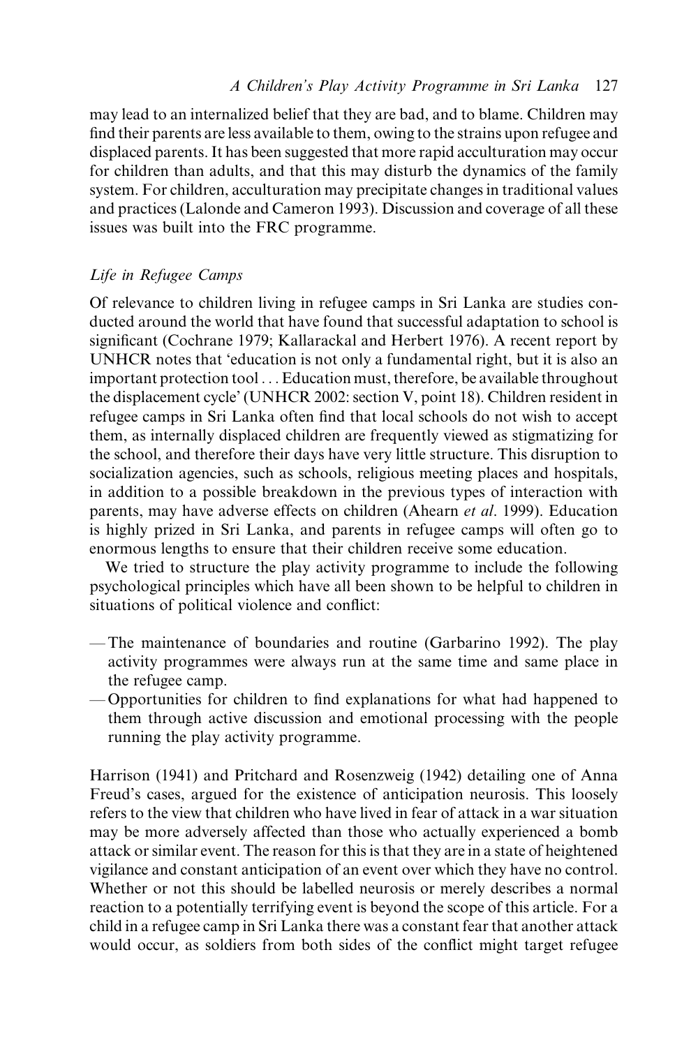may lead to an internalized belief that they are bad, and to blame. Children may find their parents are less available to them, owing to the strains upon refugee and displaced parents. It has been suggested that more rapid acculturation may occur for children than adults, and that this may disturb the dynamics of the family system. For children, acculturation may precipitate changes in traditional values and practices (Lalonde and Cameron 1993). Discussion and coverage of all these issues was built into the FRC programme.

### *Life in Refugee Camps*

Of relevance to children living in refugee camps in Sri Lanka are studies conducted around the world that have found that successful adaptation to school is significant (Cochrane 1979; Kallarackal and Herbert 1976). A recent report by UNHCR notes that 'education is not only a fundamental right, but it is also an important protection tool . . . Education must, therefore, be available throughout the displacement cycle' (UNHCR 2002: section V, point 18). Children resident in refugee camps in Sri Lanka often find that local schools do not wish to accept them, as internally displaced children are frequently viewed as stigmatizing for the school, and therefore their days have very little structure. This disruption to socialization agencies, such as schools, religious meeting places and hospitals, in addition to a possible breakdown in the previous types of interaction with parents, may have adverse effects on children (Ahearn *et al*. 1999). Education is highly prized in Sri Lanka, and parents in refugee camps will often go to enormous lengths to ensure that their children receive some education.

We tried to structure the play activity programme to include the following psychological principles which have all been shown to be helpful to children in situations of political violence and conflict:

- The maintenance of boundaries and routine (Garbarino 1992). The play activity programmes were always run at the same time and same place in the refugee camp.
- Opportunities for children to find explanations for what had happened to them through active discussion and emotional processing with the people running the play activity programme.

Harrison (1941) and Pritchard and Rosenzweig (1942) detailing one of Anna Freud's cases, argued for the existence of anticipation neurosis. This loosely refers to the view that children who have lived in fear of attack in a war situation may be more adversely affected than those who actually experienced a bomb attack or similar event. The reason for this is that they are in a state of heightened vigilance and constant anticipation of an event over which they have no control. Whether or not this should be labelled neurosis or merely describes a normal reaction to a potentially terrifying event is beyond the scope of this article. For a child in a refugee camp in Sri Lanka there was a constant fear that another attack would occur, as soldiers from both sides of the conflict might target refugee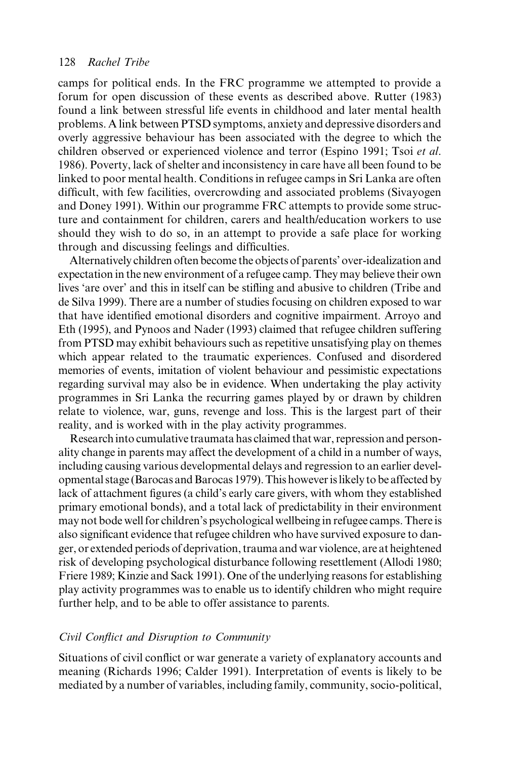camps for political ends. In the FRC programme we attempted to provide a forum for open discussion of these events as described above. Rutter (1983) found a link between stressful life events in childhood and later mental health problems. A link between PTSD symptoms, anxiety and depressive disorders and overly aggressive behaviour has been associated with the degree to which the children observed or experienced violence and terror (Espino 1991; Tsoi *et al.* 1986). Poverty, lack of shelter and inconsistency in care have all been found to be linked to poor mental health. Conditions in refugee camps in Sri Lanka are often difficult, with few facilities, overcrowding and associated problems (Sivayogen and Doney 1991). Within our programme FRC attempts to provide some structure and containment for children, carers and health/education workers to use should they wish to do so, in an attempt to provide a safe place for working through and discussing feelings and difficulties.

Alternatively children often become the objects of parents' over-idealization and expectation in the new environment of a refugee camp. They may believe their own lives 'are over' and this in itself can be stifling and abusive to children (Tribe and de Silva 1999). There are a number of studies focusing on children exposed to war that have identified emotional disorders and cognitive impairment. Arroyo and Eth (1995), and Pynoos and Nader (1993) claimed that refugee children suffering from PTSD may exhibit behaviours such as repetitive unsatisfying play on themes which appear related to the traumatic experiences. Confused and disordered memories of events, imitation of violent behaviour and pessimistic expectations regarding survival may also be in evidence. When undertaking the play activity programmes in Sri Lanka the recurring games played by or drawn by children relate to violence, war, guns, revenge and loss. This is the largest part of their reality, and is worked with in the play activity programmes.

Research into cumulative traumata has claimed that war, repression and personality change in parents may affect the development of a child in a number of ways, including causing various developmental delays and regression to an earlier developmental stage (Barocas and Barocas 1979). This however is likely to be affected by lack of attachment figures (a child's early care givers, with whom they established primary emotional bonds), and a total lack of predictability in their environment may not bode well for children's psychological wellbeing in refugee camps. There is also significant evidence that refugee children who have survived exposure to danger, or extended periods of deprivation, trauma and war violence, are at heightened risk of developing psychological disturbance following resettlement (Allodi 1980; Friere 1989; Kinzie and Sack 1991). One of the underlying reasons for establishing play activity programmes was to enable us to identify children who might require further help, and to be able to offer assistance to parents.

### *Civil Conflict and Disruption to Community*

Situations of civil conflict or war generate a variety of explanatory accounts and meaning (Richards 1996; Calder 1991). Interpretation of events is likely to be mediated by a number of variables, including family, community, socio-political,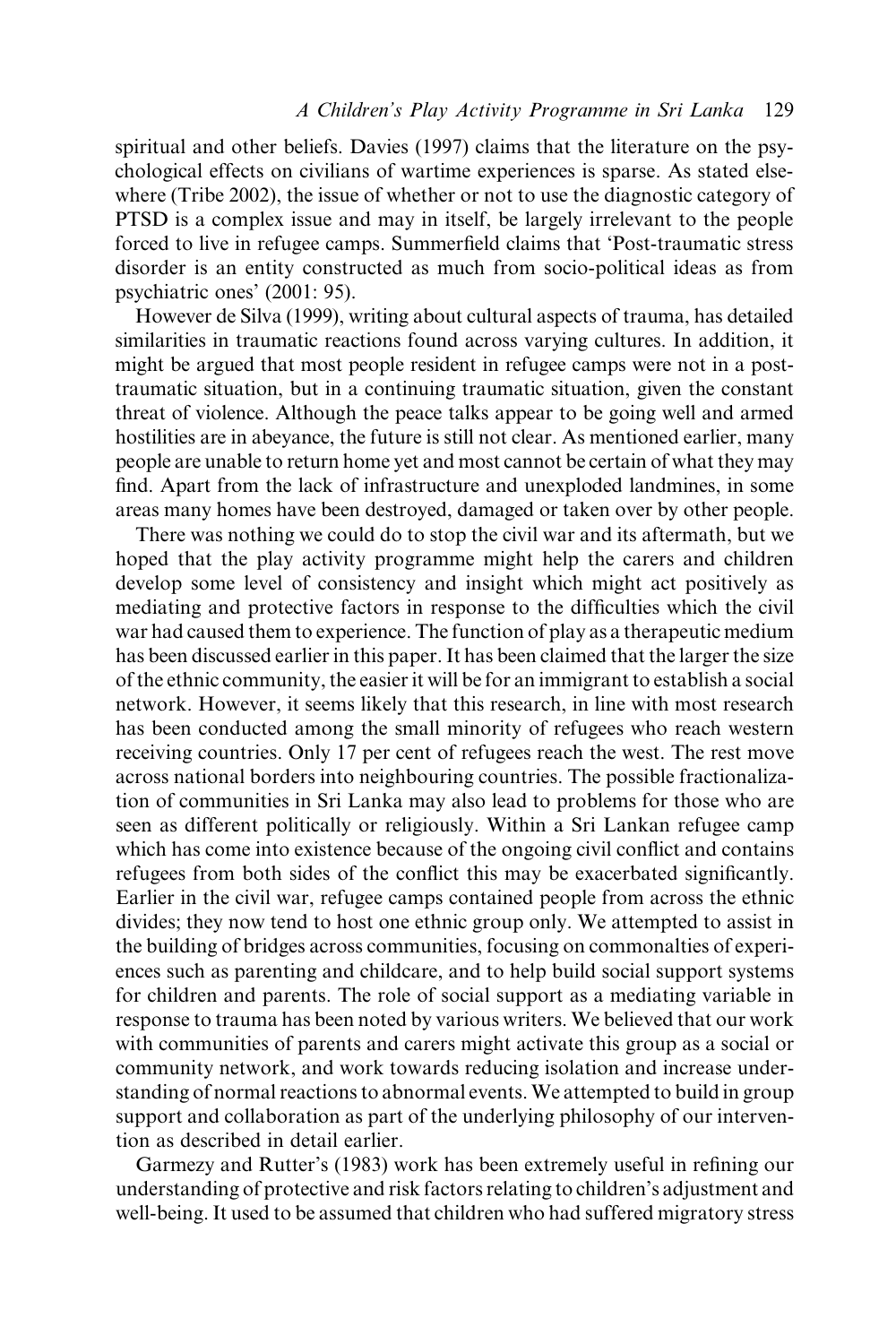spiritual and other beliefs. Davies (1997) claims that the literature on the psychological effects on civilians of wartime experiences is sparse. As stated elsewhere (Tribe 2002), the issue of whether or not to use the diagnostic category of PTSD is a complex issue and may in itself, be largely irrelevant to the people forced to live in refugee camps. Summerfield claims that 'Post-traumatic stress disorder is an entity constructed as much from socio-political ideas as from psychiatric ones' (2001: 95).

However de Silva (1999), writing about cultural aspects of trauma, has detailed similarities in traumatic reactions found across varying cultures. In addition, it might be argued that most people resident in refugee camps were not in a post-traumatic situation, but in a continuing traumatic situation, given the constant threat of violence. Although the peace talks appear to be going well and armed hostilities are in abeyance, the future is still not clear. As mentioned earlier, many people are unable to return home yet and most cannot be certain of what they may find. Apart from the lack of infrastructure and unexploded landmines, in some areas many homes have been destroyed, damaged or taken over by other people.

There was nothing we could do to stop the civil war and its aftermath, but we hoped that the play activity programme might help the carers and children develop some level of consistency and insight which might act positively as mediating and protective factors in response to the difficulties which the civil war had caused them to experience. The function of play as a therapeutic medium has been discussed earlier in this paper. It has been claimed that the larger the size of the ethnic community, the easier it will be for an immigrant to establish a social network. However, it seems likely that this research, in line with most research has been conducted among the small minority of refugees who reach western receiving countries. Only 17 per cent of refugees reach the west. The rest move across national borders into neighbouring countries. The possible fractionalization of communities in Sri Lanka may also lead to problems for those who are seen as different politically or religiously. Within a Sri Lankan refugee camp which has come into existence because of the ongoing civil conflict and contains refugees from both sides of the conflict this may be exacerbated significantly. Earlier in the civil war, refugee camps contained people from across the ethnic divides; they now tend to host one ethnic group only. We attempted to assist in the building of bridges across communities, focusing on commonalties of experiences such as parenting and childcare, and to help build social support systems for children and parents. The role of social support as a mediating variable in response to trauma has been noted by various writers. We believed that our work with communities of parents and carers might activate this group as a social or community network, and work towards reducing isolation and increase understanding of normal reactions to abnormal events. We attempted to build in group support and collaboration as part of the underlying philosophy of our intervention as described in detail earlier.

Garmezy and Rutter's (1983) work has been extremely useful in refining our understanding of protective and risk factors relating to children's adjustment and well-being. It used to be assumed that children who had suffered migratory stress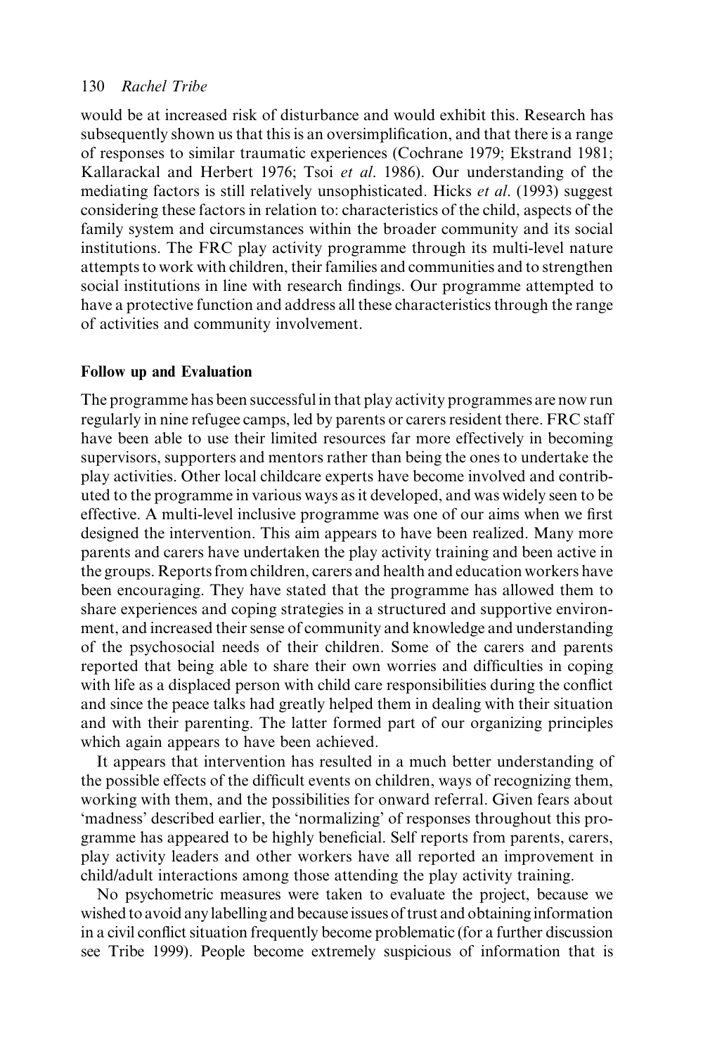would be at increased risk of disturbance and would exhibit this. Research has subsequently shown us that this is an oversimplification, and that there is a range of responses to similar traumatic experiences (Cochrane 1979; Ekstrand 1981; Kallarackal and Herbert 1976; Tsoi *et al*. 1986). Our understanding of the mediating factors is still relatively unsophisticated. Hicks *et al*. (1993) suggest considering these factors in relation to: characteristics of the child, aspects of the family system and circumstances within the broader community and its social institutions. The FRC play activity programme through its multi-level nature attempts to work with children, their families and communities and to strengthen social institutions in line with research findings. Our programme attempted to have a protective function and address all these characteristics through the range of activities and community involvement.

### Follow up and Evaluation

The programme has been successful in that play activity programmes are now run regularly in nine refugee camps, led by parents or carers resident there. FRC staff have been able to use their limited resources far more effectively in becoming supervisors, supporters and mentors rather than being the ones to undertake the play activities. Other local childcare experts have become involved and contributed to the programme in various ways as it developed, and was widely seen to be effective. A multi-level inclusive programme was one of our aims when we first designed the intervention. This aim appears to have been realized. Many more parents and carers have undertaken the play activity training and been active in the groups. Reports from children, carers and health and education workers have been encouraging. They have stated that the programme has allowed them to share experiences and coping strategies in a structured and supportive environment, and increased their sense of community and knowledge and understanding of the psychosocial needs of their children. Some of the carers and parents reported that being able to share their own worries and difficulties in coping with life as a displaced person with child care responsibilities during the conflict and since the peace talks had greatly helped them in dealing with their situation and with their parenting. The latter formed part of our organizing principles which again appears to have been achieved.

It appears that intervention has resulted in a much better understanding of the possible effects of the difficult events on children, ways of recognizing them, working with them, and the possibilities for onward referral. Given fears about 'madness' described earlier, the 'normalizing' of responses throughout this programme has appeared to be highly beneficial. Self reports from parents, carers, play activity leaders and other workers have all reported an improvement in child/adult interactions among those attending the play activity training.

No psychometric measures were taken to evaluate the project, because we wished to avoid any labelling and because issues of trust and obtaining information in a civil conflict situation frequently become problematic (for a further discussion see Tribe 1999). People become extremely suspicious of information that is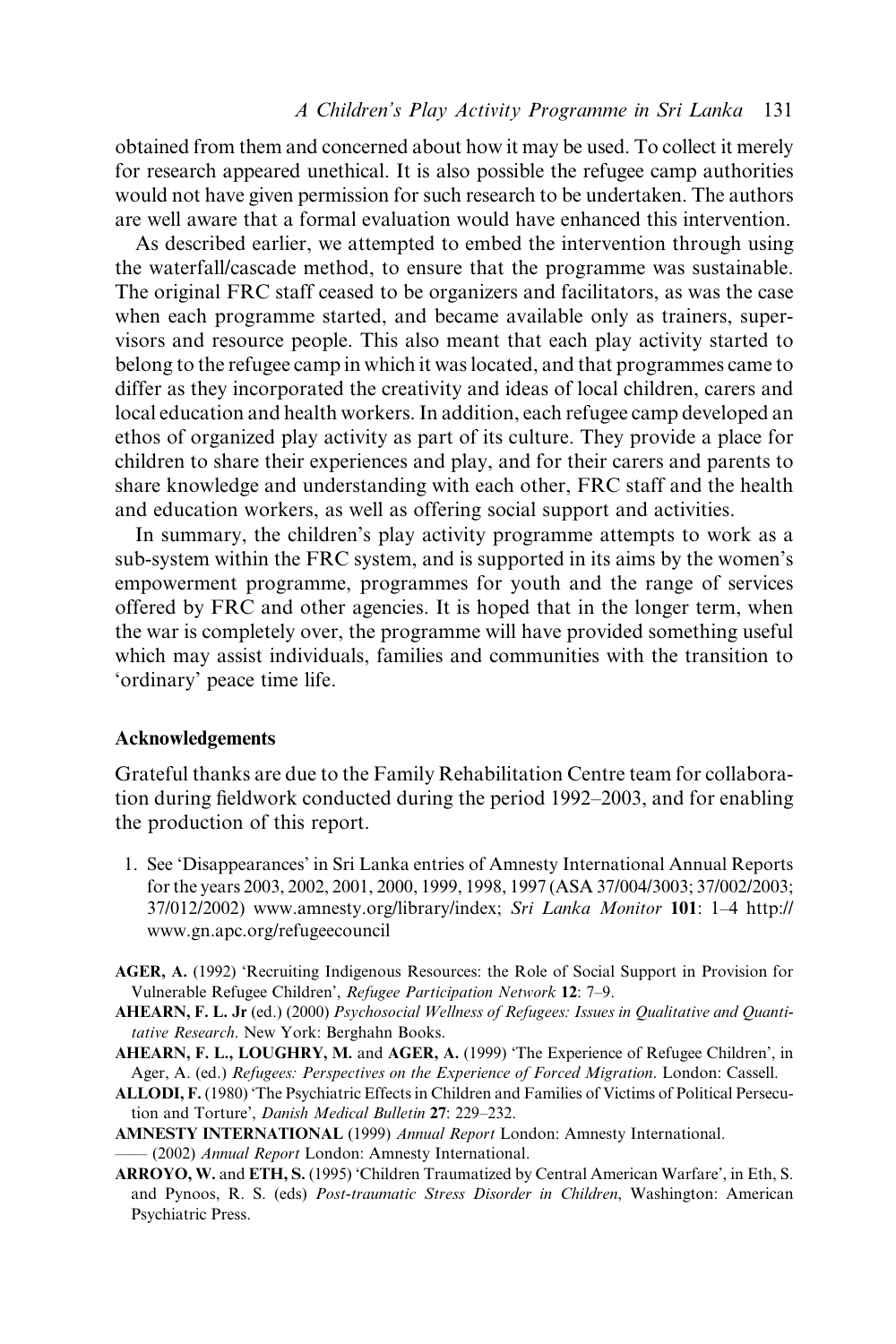obtained from them and concerned about how it may be used. To collect it merely for research appeared unethical. It is also possible the refugee camp authorities would not have given permission for such research to be undertaken. The authors are well aware that a formal evaluation would have enhanced this intervention.

As described earlier, we attempted to embed the intervention through using the waterfall/cascade method, to ensure that the programme was sustainable. The original FRC staff ceased to be organizers and facilitators, as was the case when each programme started, and became available only as trainers, supervisors and resource people. This also meant that each play activity started to belong to the refugee camp in which it was located, and that programmes came to differ as they incorporated the creativity and ideas of local children, carers and local education and health workers. In addition, each refugee camp developed an ethos of organized play activity as part of its culture. They provide a place for children to share their experiences and play, and for their carers and parents to share knowledge and understanding with each other, FRC staff and the health and education workers, as well as offering social support and activities.

In summary, the children's play activity programme attempts to work as a sub-system within the FRC system, and is supported in its aims by the women's empowerment programme, programmes for youth and the range of services offered by FRC and other agencies. It is hoped that in the longer term, when the war is completely over, the programme will have provided something useful which may assist individuals, families and communities with the transition to 'ordinary' peace time life.

## Acknowledgements

Grateful thanks are due to the Family Rehabilitation Centre team for collaboration during fieldwork conducted during the period 1992–2003, and for enabling the production of this report.

1. See 'Disappearances' in Sri Lanka entries of Amnesty International Annual Reports for the years 2003, 2002, 2001, 2000, 1999, 1998, 1997 (ASA 37/004/3003; 37/002/2003; 37/012/2002) www.amnesty.org/library/index; *Sri Lanka Monitor* **101**: 1–4 http://www.gn.apc.org/refugeecouncil

**AGER, A.** (1992) 'Recruiting Indigenous Resources: the Role of Social Support in Provision for Vulnerable Refugee Children', *Refugee Participation Network* **12**: 7–9.

**AHEARN, F. L. Jr** (ed.) (2000) *Psychosocial Wellness of Refugees: Issues in Qualitative and Quantitative Research*. New York: Berghahn Books.

**AHEARN, F. L., LOUGHRY, M.** and **AGER, A.** (1999) 'The Experience of Refugee Children', in Ager, A. (ed.) *Refugees: Perspectives on the Experience of Forced Migration*. London: Cassell.

**ALLODI, F.** (1980) 'The Psychiatric Effects in Children and Families of Victims of Political Persecution and Torture', *Danish Medical Bulletin* **27**: 229–232.

**AMNESTY INTERNATIONAL** (1999) *Annual Report* London: Amnesty International.

—— (2002) *Annual Report* London: Amnesty International.

**ARROYO, W.** and **ETH, S.** (1995) 'Children Traumatized by Central American Warfare', in Eth, S. and Pynoos, R. S. (eds) *Post-traumatic Stress Disorder in Children*, Washington: American Psychiatric Press.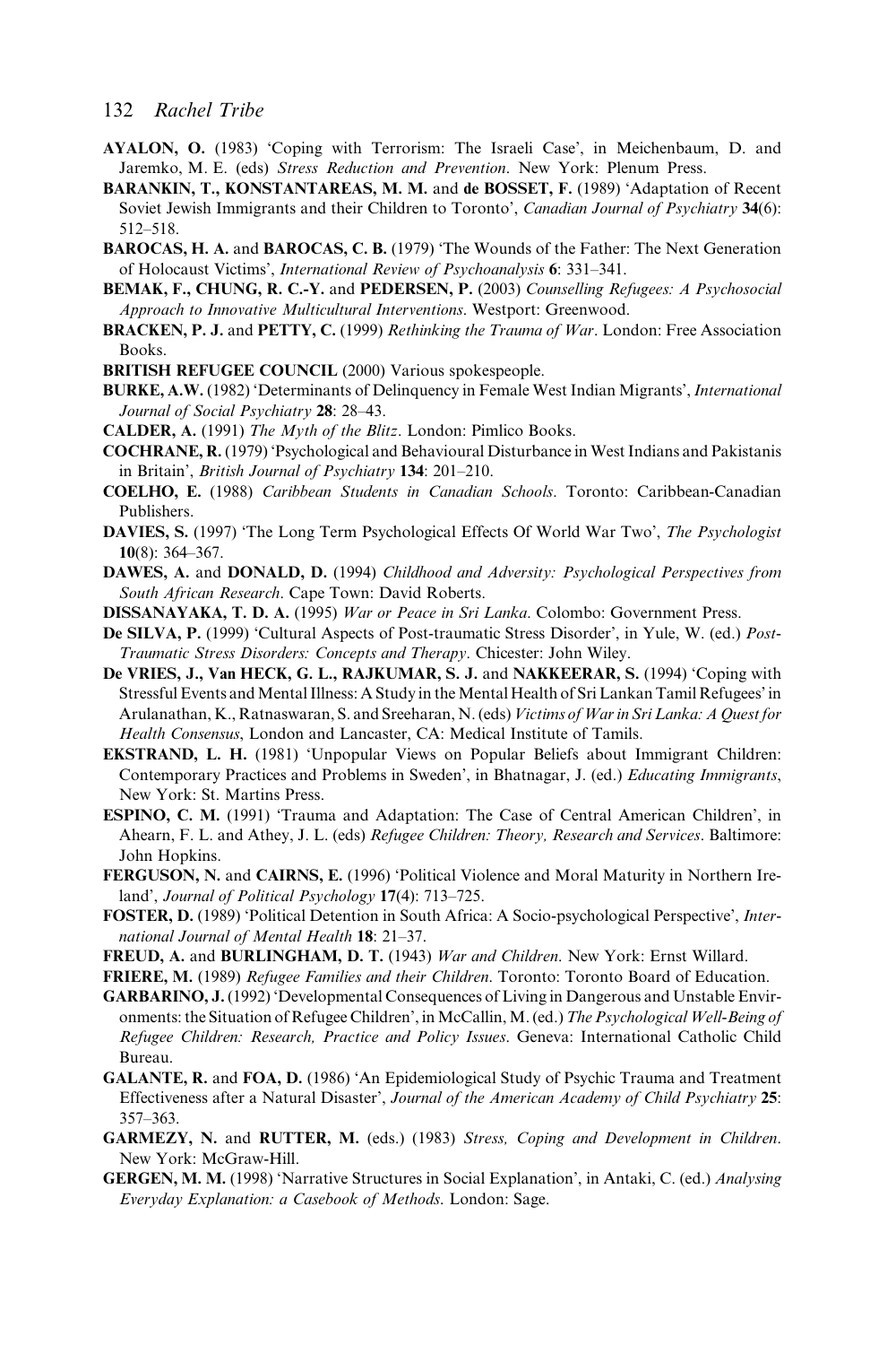**AYALON, O.** (1983) 'Coping with Terrorism: The Israeli Case', in Meichenbaum, D. and Jaremko, M. E. (eds) *Stress Reduction and Prevention*. New York: Plenum Press.

**BARANKIN, T., KONSTANTAREAS, M. M.** and **de BOSSET, F.** (1989) 'Adaptation of Recent Soviet Jewish Immigrants and their Children to Toronto', *Canadian Journal of Psychiatry* **34**(6): 512–518.

**BAROCAS, H. A.** and **BAROCAS, C. B.** (1979) 'The Wounds of the Father: The Next Generation of Holocaust Victims', *International Review of Psychoanalysis* **6**: 331–341.

**BEMAK, F., CHUNG, R. C.-Y.** and **PEDERSEN, P.** (2003) *Counselling Refugees: A Psychosocial Approach to Innovative Multicultural Interventions*. Westport: Greenwood.

**BRACKEN, P. J.** and **PETTY, C.** (1999) *Rethinking the Trauma of War*. London: Free Association Books.

**BRITISH REFUGEE COUNCIL** (2000) Various spokespeople.

**BURKE, A.W.** (1982) 'Determinants of Delinquency in Female West Indian Migrants', *International Journal of Social Psychiatry* **28**: 28–43.

**CALDER, A.** (1991) *The Myth of the Blitz*. London: Pimlico Books.

**COCHRANE, R.** (1979) 'Psychological and Behavioural Disturbance in West Indians and Pakistanis in Britain', *British Journal of Psychiatry* **134**: 201–210.

**COELHO, E.** (1988) *Caribbean Students in Canadian Schools*. Toronto: Caribbean-Canadian Publishers.

**DAVIES, S.** (1997) 'The Long Term Psychological Effects Of World War Two', *The Psychologist* **10**(8): 364–367.

**DAWES, A.** and **DONALD, D.** (1994) *Childhood and Adversity: Psychological Perspectives from South African Research*. Cape Town: David Roberts.

**DISSANAYAKA, T. D. A.** (1995) *War or Peace in Sri Lanka*. Colombo: Government Press.

**De SILVA, P.** (1999) 'Cultural Aspects of Post-traumatic Stress Disorder', in Yule, W. (ed.) *Post-Traumatic Stress Disorders: Concepts and Therapy*. Chicester: John Wiley.

**De VRIES, J., Van HECK, G. L., RAJKUMAR, S. J.** and **NAKKEERAR, S.** (1994) 'Coping with Stressful Events and Mental Illness: A Study in the Mental Health of Sri Lankan Tamil Refugees' in Arulanathan, K., Ratnaswaran, S. and Sreeharan, N. (eds) *Victims of War in Sri Lanka: A Quest for Health Consensus*, London and Lancaster, CA: Medical Institute of Tamils.

**EKSTRAND, L. H.** (1981) 'Unpopular Views on Popular Beliefs about Immigrant Children: Contemporary Practices and Problems in Sweden', in Bhatnagar, J. (ed.) *Educating Immigrants*, New York: St. Martins Press.

**ESPINO, C. M.** (1991) 'Trauma and Adaptation: The Case of Central American Children', in Ahearn, F. L. and Athey, J. L. (eds) *Refugee Children: Theory, Research and Services*. Baltimore: John Hopkins.

**FERGUSON, N.** and **CAIRNS, E.** (1996) 'Political Violence and Moral Maturity in Northern Ireland', *Journal of Political Psychology* **17**(4): 713–725.

**FOSTER, D.** (1989) 'Political Detention in South Africa: A Socio-psychological Perspective', *International Journal of Mental Health* **18**: 21–37.

**FREUD, A.** and **BURLINGHAM, D. T.** (1943) *War and Children*. New York: Ernst Willard.

**FRIERE, M.** (1989) *Refugee Families and their Children*. Toronto: Toronto Board of Education.

**GARBARINO, J.** (1992) 'Developmental Consequences of Living in Dangerous and Unstable Environments: the Situation of Refugee Children', in McCallin, M. (ed.) *The Psychological Well-Being of Refugee Children: Research, Practice and Policy Issues*. Geneva: International Catholic Child Bureau.

**GALANTE, R.** and **FOA, D.** (1986) 'An Epidemiological Study of Psychic Trauma and Treatment Effectiveness after a Natural Disaster', *Journal of the American Academy of Child Psychiatry* **25**: 357–363.

**GARMEZY, N.** and **RUTTER, M.** (eds.) (1983) *Stress, Coping and Development in Children*. New York: McGraw-Hill.

**GERGEN, M. M.** (1998) 'Narrative Structures in Social Explanation', in Antaki, C. (ed.) *Analysing Everyday Explanation: a Casebook of Methods*. London: Sage.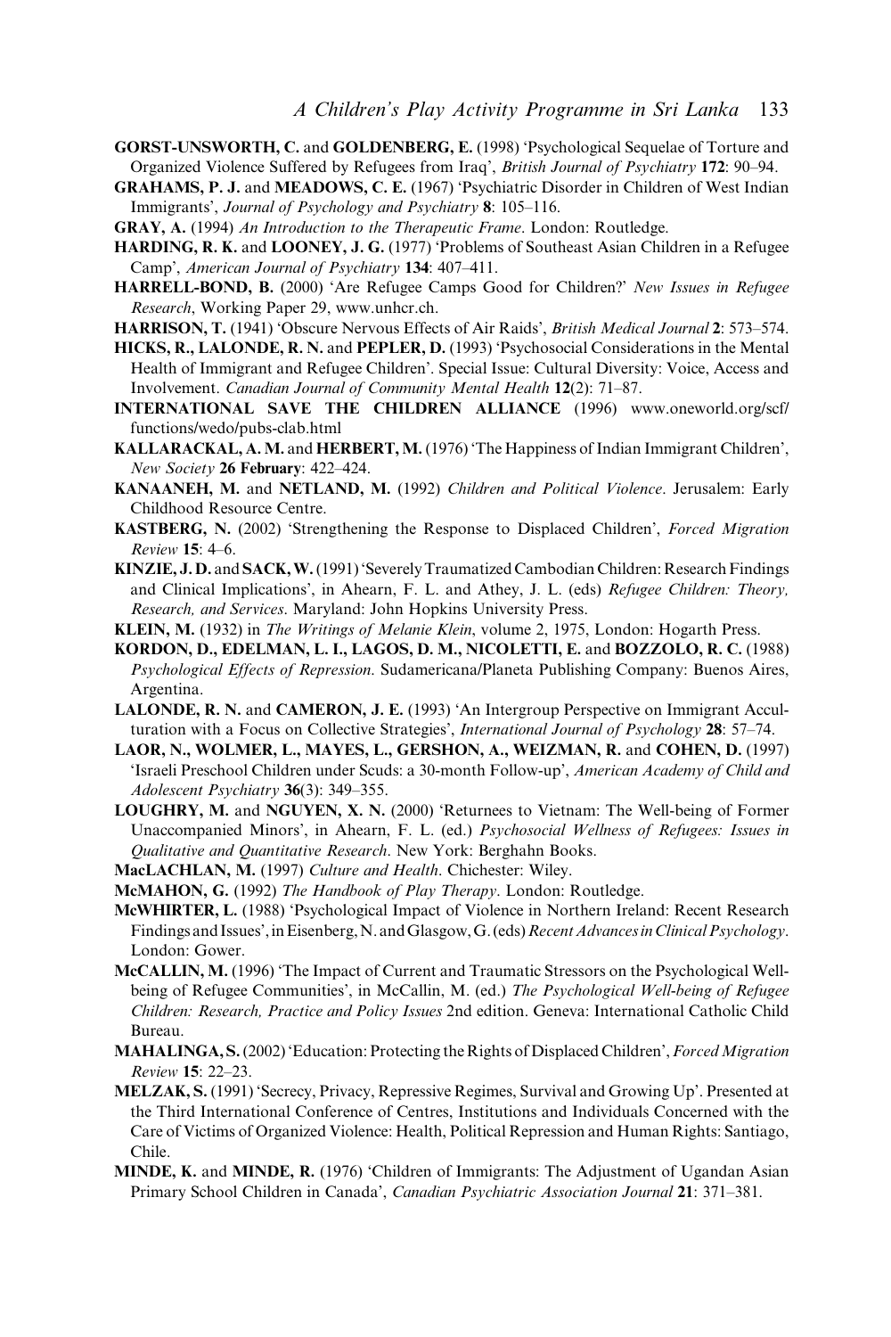**GORST-UNSWORTH, C.** and **GOLDENBERG, E.** (1998) 'Psychological Sequelae of Torture and Organized Violence Suffered by Refugees from Iraq', *British Journal of Psychiatry* **172**: 90–94.

**GRAHAMS, P. J.** and **MEADOWS, C. E.** (1967) 'Psychiatric Disorder in Children of West Indian Immigrants', *Journal of Psychology and Psychiatry* **8**: 105–116.

**GRAY, A.** (1994) *An Introduction to the Therapeutic Frame*. London: Routledge.

**HARDING, R. K.** and **LOONEY, J. G.** (1977) 'Problems of Southeast Asian Children in a Refugee Camp', *American Journal of Psychiatry* **134**: 407–411.

**HARRELL-BOND, B.** (2000) 'Are Refugee Camps Good for Children?' *New Issues in Refugee Research*, Working Paper 29, www.unhcr.ch.

**HARRISON, T.** (1941) 'Obscure Nervous Effects of Air Raids', *British Medical Journal* **2**: 573–574.

**HICKS, R., LALONDE, R. N.** and **PEPLER, D.** (1993) 'Psychosocial Considerations in the Mental Health of Immigrant and Refugee Children'. Special Issue: Cultural Diversity: Voice, Access and Involvement. *Canadian Journal of Community Mental Health* **12**(2): 71–87.

**INTERNATIONAL SAVE THE CHILDREN ALLIANCE** (1996) www.oneworld.org/scf/functions/wedo/pubs-clab.html

**KALLARACKAL, A. M.** and **HERBERT, M.** (1976) 'The Happiness of Indian Immigrant Children', *New Society* **26 February**: 422–424.

**KANAANEH, M.** and **NETLAND, M.** (1992) *Children and Political Violence*. Jerusalem: Early Childhood Resource Centre.

**KASTBERG, N.** (2002) 'Strengthening the Response to Displaced Children', *Forced Migration Review* **15**: 4–6.

**KINZIE, J. D.** and **SACK, W.** (1991) 'Severely Traumatized Cambodian Children: Research Findings and Clinical Implications', in Ahearn, F. L. and Athey, J. L. (eds) *Refugee Children: Theory, Research, and Services*. Maryland: John Hopkins University Press.

**KLEIN, M.** (1932) in *The Writings of Melanie Klein*, volume 2, 1975, London: Hogarth Press.

**KORDON, D., EDELMAN, L. I., LAGOS, D. M., NICOLETTI, E.** and **BOZZOLO, R. C.** (1988) *Psychological Effects of Repression*. Sudamericana/Planeta Publishing Company: Buenos Aires, Argentina.

**LALONDE, R. N.** and **CAMERON, J. E.** (1993) 'An Intergroup Perspective on Immigrant Acculturation with a Focus on Collective Strategies', *International Journal of Psychology* **28**: 57–74.

**LAOR, N., WOLMER, L., MAYES, L., GERSHON, A., WEIZMAN, R.** and **COHEN, D.** (1997) 'Israeli Preschool Children under Scuds: a 30-month Follow-up', *American Academy of Child and Adolescent Psychiatry* **36**(3): 349–355.

**LOUGHRY, M.** and **NGUYEN, X. N.** (2000) 'Returnees to Vietnam: The Well-being of Former Unaccompanied Minors', in Ahearn, F. L. (ed.) *Psychosocial Wellness of Refugees: Issues in Qualitative and Quantitative Research*. New York: Berghahn Books.

**MacLACHLAN, M.** (1997) *Culture and Health*. Chichester: Wiley.

**McMAHON, G.** (1992) *The Handbook of Play Therapy*. London: Routledge.

**McWHIRTER, L.** (1988) 'Psychological Impact of Violence in Northern Ireland: Recent Research Findings and Issues', in Eisenberg, N. and Glasgow, G. (eds) *Recent Advances in Clinical Psychology*. London: Gower.

**McCALLIN, M.** (1996) 'The Impact of Current and Traumatic Stressors on the Psychological Well-being of Refugee Communities', in McCallin, M. (ed.) *The Psychological Well-being of Refugee Children: Research, Practice and Policy Issues* 2nd edition. Geneva: International Catholic Child Bureau.

**MAHALINGA, S.** (2002) 'Education: Protecting the Rights of Displaced Children', *Forced Migration Review* **15**: 22–23.

**MELZAK, S.** (1991) 'Secrecy, Privacy, Repressive Regimes, Survival and Growing Up'. Presented at the Third International Conference of Centres, Institutions and Individuals Concerned with the Care of Victims of Organized Violence: Health, Political Repression and Human Rights: Santiago, Chile.

**MINDE, K.** and **MINDE, R.** (1976) 'Children of Immigrants: The Adjustment of Ugandan Asian Primary School Children in Canada', *Canadian Psychiatric Association Journal* **21**: 371–381.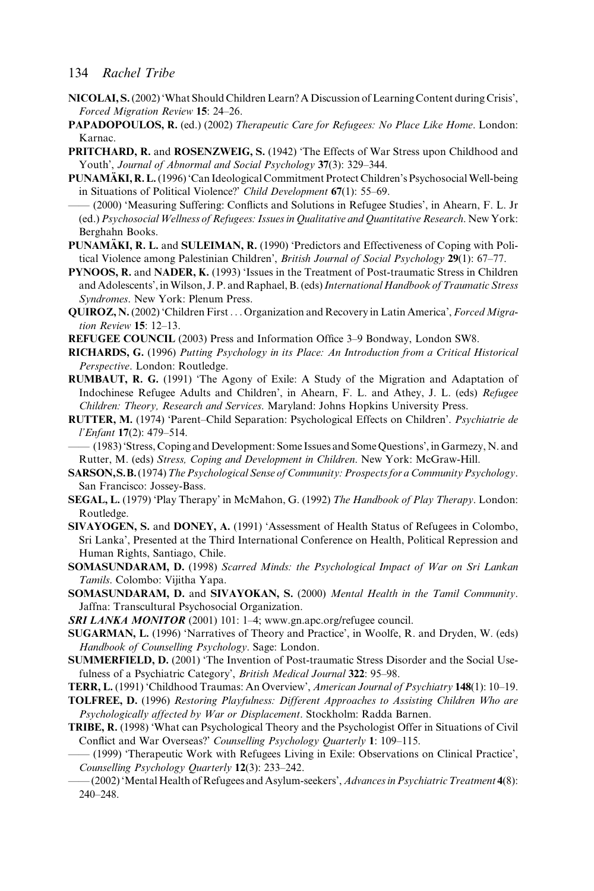**NICOLAI, S.** (2002) 'What Should Children Learn? A Discussion of Learning Content during Crisis', *Forced Migration Review* **15**: 24–26.

**PAPADOPOULOS, R.** (ed.) (2002) *Therapeutic Care for Refugees: No Place Like Home*. London: Karnac.

**PRITCHARD, R.** and **ROSENZWEIG, S.** (1942) 'The Effects of War Stress upon Childhood and Youth', *Journal of Abnormal and Social Psychology* **37**(3): 329–344.

**PUNAMÄKI, R. L.** (1996) 'Can Ideological Commitment Protect Children's Psychosocial Well-being in Situations of Political Violence?' *Child Development* **67**(1): 55–69.

—— (2000) 'Measuring Suffering: Conflicts and Solutions in Refugee Studies', in Ahearn, F. L. Jr (ed.) *Psychosocial Wellness of Refugees: Issues in Qualitative and Quantitative Research*. New York: Berghahn Books.

**PUNAMÄKI, R. L.** and **SULEIMAN, R.** (1990) 'Predictors and Effectiveness of Coping with Political Violence among Palestinian Children', *British Journal of Social Psychology* **29**(1): 67–77.

**PYNOOS, R.** and **NADER, K.** (1993) 'Issues in the Treatment of Post-traumatic Stress in Children and Adolescents', in Wilson, J. P. and Raphael, B. (eds) *International Handbook of Traumatic Stress Syndromes*. New York: Plenum Press.

**QUIROZ, N.** (2002) 'Children First . . . Organization and Recovery in Latin America', *Forced Migration Review* **15**: 12–13.

**REFUGEE COUNCIL** (2003) Press and Information Office 3–9 Bondway, London SW8.

**RICHARDS, G.** (1996) *Putting Psychology in its Place: An Introduction from a Critical Historical Perspective*. London: Routledge.

**RUMBAUT, R. G.** (1991) 'The Agony of Exile: A Study of the Migration and Adaptation of Indochinese Refugee Adults and Children', in Ahearn, F. L. and Athey, J. L. (eds) *Refugee Children: Theory, Research and Services*. Maryland: Johns Hopkins University Press.

**RUTTER, M.** (1974) 'Parent–Child Separation: Psychological Effects on Children'. *Psychiatrie de l'Enfant* **17**(2): 479–514.

—— (1983) 'Stress, Coping and Development: Some Issues and Some Questions', in Garmezy, N. and Rutter, M. (eds) *Stress, Coping and Development in Children*. New York: McGraw-Hill.

**SARSON, S. B.** (1974) *The Psychological Sense of Community: Prospects for a Community Psychology*. San Francisco: Jossey-Bass.

**SEGAL, L.** (1979) 'Play Therapy' in McMahon, G. (1992) *The Handbook of Play Therapy*. London: Routledge.

**SIVAYOGEN, S.** and **DONEY, A.** (1991) 'Assessment of Health Status of Refugees in Colombo, Sri Lanka', Presented at the Third International Conference on Health, Political Repression and Human Rights, Santiago, Chile.

**SOMASUNDARAM, D.** (1998) *Scarred Minds: the Psychological Impact of War on Sri Lankan Tamils*. Colombo: Vijitha Yapa.

**SOMASUNDARAM, D.** and **SIVAYOKAN, S.** (2000) *Mental Health in the Tamil Community*. Jaffna: Transcultural Psychosocial Organization.

***SRI LANKA MONITOR*** (2001) 101: 1–4; www.gn.apc.org/refugee council.

**SUGARMAN, L.** (1996) 'Narratives of Theory and Practice', in Woolfe, R. and Dryden, W. (eds) *Handbook of Counselling Psychology*. Sage: London.

**SUMMERFIELD, D.** (2001) 'The Invention of Post-traumatic Stress Disorder and the Social Usefulness of a Psychiatric Category', *British Medical Journal* **322**: 95–98.

**TERR, L.** (1991) 'Childhood Traumas: An Overview', *American Journal of Psychiatry* **148**(1): 10–19.

**TOLFREE, D.** (1996) *Restoring Playfulness: Different Approaches to Assisting Children Who are Psychologically affected by War or Displacement*. Stockholm: Radda Barnen.

**TRIBE, R.** (1998) 'What can Psychological Theory and the Psychologist Offer in Situations of Civil Conflict and War Overseas?' *Counselling Psychology Quarterly* **1**: 109–115.

—— (1999) 'Therapeutic Work with Refugees Living in Exile: Observations on Clinical Practice', *Counselling Psychology Quarterly* **12**(3): 233–242.

—— (2002) 'Mental Health of Refugees and Asylum-seekers', *Advances in Psychiatric Treatment* **4**(8): 240–248.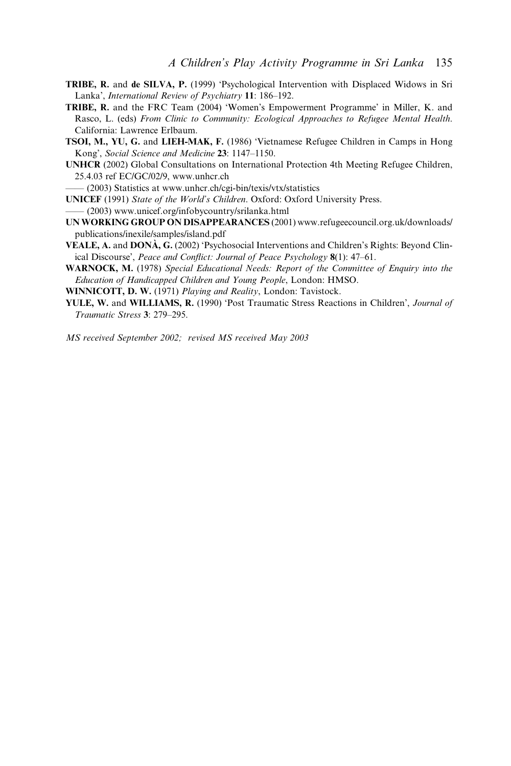**TRIBE, R.** and **de SILVA, P.** (1999) 'Psychological Intervention with Displaced Widows in Sri Lanka', *International Review of Psychiatry* **11**: 186–192.

**TRIBE, R.** and the FRC Team (2004) 'Women's Empowerment Programme' in Miller, K. and Rasco, L. (eds) *From Clinic to Community: Ecological Approaches to Refugee Mental Health*. California: Lawrence Erlbaum.

**TSOI, M., YU, G.** and **LIEH-MAK, F.** (1986) 'Vietnamese Refugee Children in Camps in Hong Kong', *Social Science and Medicine* **23**: 1147–1150.

**UNHCR** (2002) Global Consultations on International Protection 4th Meeting Refugee Children, 25.4.03 ref EC/GC/02/9, www.unhcr.ch

—— (2003) Statistics at www.unhcr.ch/cgi-bin/texis/vtx/statistics

**UNICEF** (1991) *State of the World's Children*. Oxford: Oxford University Press.

—— (2003) www.unicef.org/infobycountry/srilanka.html

**UN WORKING GROUP ON DISAPPEARANCES** (2001) www.refugeecouncil.org.uk/downloads/publications/inexile/samples/island.pdf

**VEALE, A.** and **DONÀ, G.** (2002) 'Psychosocial Interventions and Children's Rights: Beyond Clinical Discourse', *Peace and Conflict: Journal of Peace Psychology* **8**(1): 47–61.

**WARNOCK, M.** (1978) *Special Educational Needs: Report of the Committee of Enquiry into the Education of Handicapped Children and Young People*, London: HMSO.

**WINNICOTT, D. W.** (1971) *Playing and Reality*, London: Tavistock.

**YULE, W.** and **WILLIAMS, R.** (1990) 'Post Traumatic Stress Reactions in Children', *Journal of Traumatic Stress* **3**: 279–295.

*MS received September 2002; revised MS received May 2003*